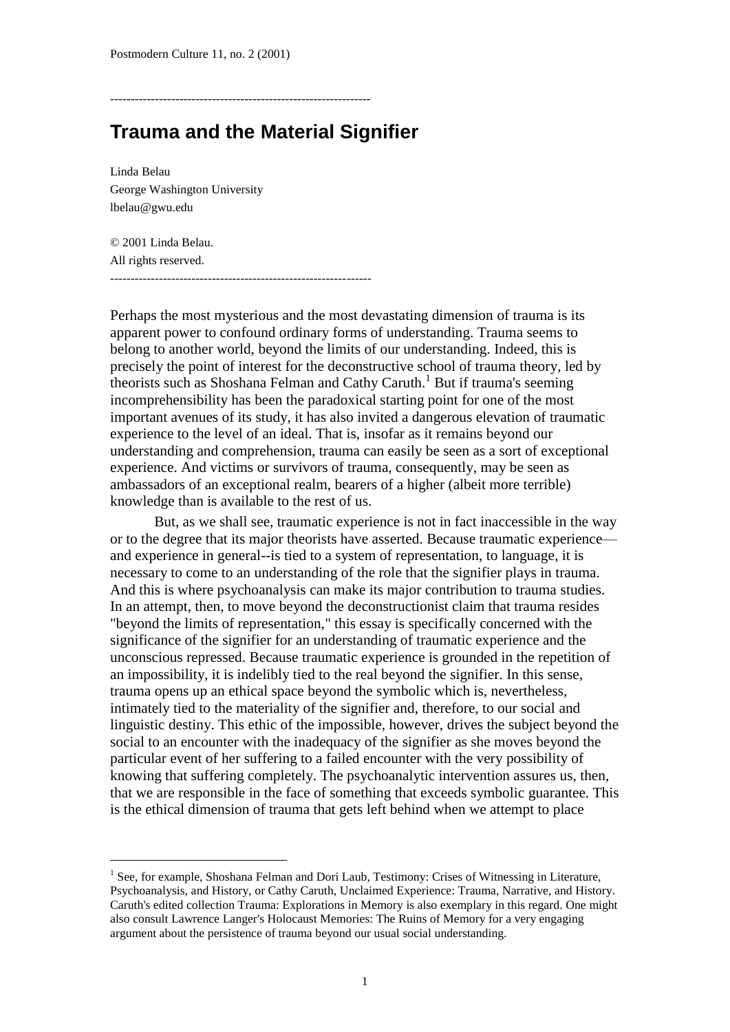# Trauma and the Material Signifier

Linda Belau
George Washington University
lbelau@gwu.edu

© 2001 Linda Belau.
All rights reserved.

---

Perhaps the most mysterious and the most devastating dimension of trauma is its apparent power to confound ordinary forms of understanding. Trauma seems to belong to another world, beyond the limits of our understanding. Indeed, this is precisely the point of interest for the deconstructive school of trauma theory, led by theorists such as Shoshana Felman and Cathy Caruth.[1] But if trauma's seeming incomprehensibility has been the paradoxical starting point for one of the most important avenues of its study, it has also invited a dangerous elevation of traumatic experience to the level of an ideal. That is, insofar as it remains beyond our understanding and comprehension, trauma can easily be seen as a sort of exceptional experience. And victims or survivors of trauma, consequently, may be seen as ambassadors of an exceptional realm, bearers of a higher (albeit more terrible) knowledge than is available to the rest of us.

But, as we shall see, traumatic experience is not in fact inaccessible in the way or to the degree that its major theorists have asserted. Because traumatic experience—and experience in general--is tied to a system of representation, to language, it is necessary to come to an understanding of the role that the signifier plays in trauma. And this is where psychoanalysis can make its major contribution to trauma studies. In an attempt, then, to move beyond the deconstructionist claim that trauma resides "beyond the limits of representation," this essay is specifically concerned with the significance of the signifier for an understanding of traumatic experience and the unconscious repressed. Because traumatic experience is grounded in the repetition of an impossibility, it is indelibly tied to the real beyond the signifier. In this sense, trauma opens up an ethical space beyond the symbolic which is, nevertheless, intimately tied to the materiality of the signifier and, therefore, to our social and linguistic destiny. This ethic of the impossible, however, drives the subject beyond the social to an encounter with the inadequacy of the signifier as she moves beyond the particular event of her suffering to a failed encounter with the very possibility of knowing that suffering completely. The psychoanalytic intervention assures us, then, that we are responsible in the face of something that exceeds symbolic guarantee. This is the ethical dimension of trauma that gets left behind when we attempt to place

[1] See, for example, Shoshana Felman and Dori Laub, Testimony: Crises of Witnessing in Literature, Psychoanalysis, and History, or Cathy Caruth, Unclaimed Experience: Trauma, Narrative, and History. Caruth's edited collection Trauma: Explorations in Memory is also exemplary in this regard. One might also consult Lawrence Langer's Holocaust Memories: The Ruins of Memory for a very engaging argument about the persistence of trauma beyond our usual social understanding.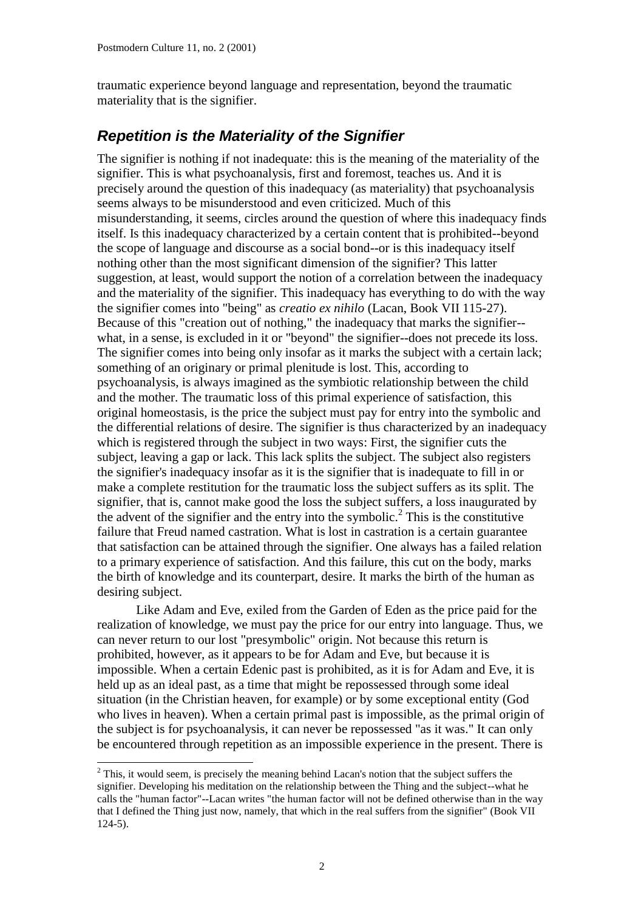traumatic experience beyond language and representation, beyond the traumatic materiality that is the signifier.

## *Repetition is the Materiality of the Signifier*

The signifier is nothing if not inadequate: this is the meaning of the materiality of the signifier. This is what psychoanalysis, first and foremost, teaches us. And it is precisely around the question of this inadequacy (as materiality) that psychoanalysis seems always to be misunderstood and even criticized. Much of this misunderstanding, it seems, circles around the question of where this inadequacy finds itself. Is this inadequacy characterized by a certain content that is prohibited--beyond the scope of language and discourse as a social bond--or is this inadequacy itself nothing other than the most significant dimension of the signifier? This latter suggestion, at least, would support the notion of a correlation between the inadequacy and the materiality of the signifier. This inadequacy has everything to do with the way the signifier comes into "being" as *creatio ex nihilo* (Lacan, Book VII 115-27). Because of this "creation out of nothing," the inadequacy that marks the signifier--what, in a sense, is excluded in it or "beyond" the signifier--does not precede its loss. The signifier comes into being only insofar as it marks the subject with a certain lack; something of an originary or primal plenitude is lost. This, according to psychoanalysis, is always imagined as the symbiotic relationship between the child and the mother. The traumatic loss of this primal experience of satisfaction, this original homeostasis, is the price the subject must pay for entry into the symbolic and the differential relations of desire. The signifier is thus characterized by an inadequacy which is registered through the subject in two ways: First, the signifier cuts the subject, leaving a gap or lack. This lack splits the subject. The subject also registers the signifier's inadequacy insofar as it is the signifier that is inadequate to fill in or make a complete restitution for the traumatic loss the subject suffers as its split. The signifier, that is, cannot make good the loss the subject suffers, a loss inaugurated by the advent of the signifier and the entry into the symbolic.[2] This is the constitutive failure that Freud named castration. What is lost in castration is a certain guarantee that satisfaction can be attained through the signifier. One always has a failed relation to a primary experience of satisfaction. And this failure, this cut on the body, marks the birth of knowledge and its counterpart, desire. It marks the birth of the human as desiring subject.

Like Adam and Eve, exiled from the Garden of Eden as the price paid for the realization of knowledge, we must pay the price for our entry into language. Thus, we can never return to our lost "presymbolic" origin. Not because this return is prohibited, however, as it appears to be for Adam and Eve, but because it is impossible. When a certain Edenic past is prohibited, as it is for Adam and Eve, it is held up as an ideal past, as a time that might be repossessed through some ideal situation (in the Christian heaven, for example) or by some exceptional entity (God who lives in heaven). When a certain primal past is impossible, as the primal origin of the subject is for psychoanalysis, it can never be repossessed "as it was." It can only be encountered through repetition as an impossible experience in the present. There is

[2] This, it would seem, is precisely the meaning behind Lacan's notion that the subject suffers the signifier. Developing his meditation on the relationship between the Thing and the subject--what he calls the "human factor"--Lacan writes "the human factor will not be defined otherwise than in the way that I defined the Thing just now, namely, that which in the real suffers from the signifier" (Book VII 124-5).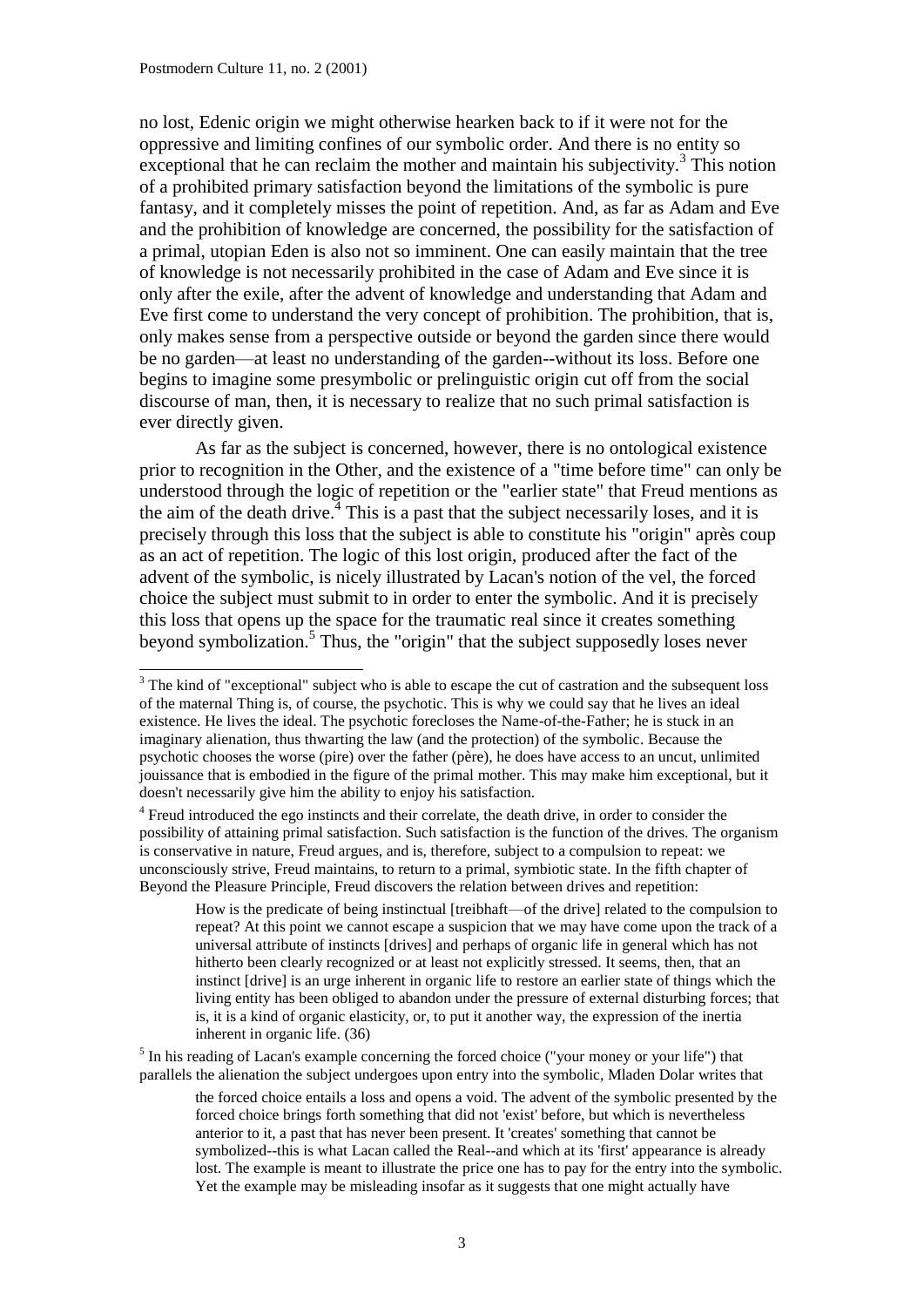no lost, Edenic origin we might otherwise hearken back to if it were not for the oppressive and limiting confines of our symbolic order. And there is no entity so exceptional that he can reclaim the mother and maintain his subjectivity.[3] This notion of a prohibited primary satisfaction beyond the limitations of the symbolic is pure fantasy, and it completely misses the point of repetition. And, as far as Adam and Eve and the prohibition of knowledge are concerned, the possibility for the satisfaction of a primal, utopian Eden is also not so imminent. One can easily maintain that the tree of knowledge is not necessarily prohibited in the case of Adam and Eve since it is only after the exile, after the advent of knowledge and understanding that Adam and Eve first come to understand the very concept of prohibition. The prohibition, that is, only makes sense from a perspective outside or beyond the garden since there would be no garden—at least no understanding of the garden--without its loss. Before one begins to imagine some presymbolic or prelinguistic origin cut off from the social discourse of man, then, it is necessary to realize that no such primal satisfaction is ever directly given.

As far as the subject is concerned, however, there is no ontological existence prior to recognition in the Other, and the existence of a "time before time" can only be understood through the logic of repetition or the "earlier state" that Freud mentions as the aim of the death drive.[4] This is a past that the subject necessarily loses, and it is precisely through this loss that the subject is able to constitute his "origin" après coup as an act of repetition. The logic of this lost origin, produced after the fact of the advent of the symbolic, is nicely illustrated by Lacan's notion of the vel, the forced choice the subject must submit to in order to enter the symbolic. And it is precisely this loss that opens up the space for the traumatic real since it creates something beyond symbolization.[5] Thus, the "origin" that the subject supposedly loses never

---

[3] The kind of "exceptional" subject who is able to escape the cut of castration and the subsequent loss of the maternal Thing is, of course, the psychotic. This is why we could say that he lives an ideal existence. He lives the ideal. The psychotic forecloses the Name-of-the-Father; he is stuck in an imaginary alienation, thus thwarting the law (and the protection) of the symbolic. Because the psychotic chooses the worse (pire) over the father (père), he does have access to an uncut, unlimited jouissance that is embodied in the figure of the primal mother. This may make him exceptional, but it doesn't necessarily give him the ability to enjoy his satisfaction.

[4] Freud introduced the ego instincts and their correlate, the death drive, in order to consider the possibility of attaining primal satisfaction. Such satisfaction is the function of the drives. The organism is conservative in nature, Freud argues, and is, therefore, subject to a compulsion to repeat: we unconsciously strive, Freud maintains, to return to a primal, symbiotic state. In the fifth chapter of Beyond the Pleasure Principle, Freud discovers the relation between drives and repetition:

> How is the predicate of being instinctual [treibhaft—of the drive] related to the compulsion to repeat? At this point we cannot escape a suspicion that we may have come upon the track of a universal attribute of instincts [drives] and perhaps of organic life in general which has not hitherto been clearly recognized or at least not explicitly stressed. It seems, then, that an instinct [drive] is an urge inherent in organic life to restore an earlier state of things which the living entity has been obliged to abandon under the pressure of external disturbing forces; that is, it is a kind of organic elasticity, or, to put it another way, the expression of the inertia inherent in organic life. (36)

[5] In his reading of Lacan's example concerning the forced choice ("your money or your life") that parallels the alienation the subject undergoes upon entry into the symbolic, Mladen Dolar writes that

> the forced choice entails a loss and opens a void. The advent of the symbolic presented by the forced choice brings forth something that did not 'exist' before, but which is nevertheless anterior to it, a past that has never been present. It 'creates' something that cannot be symbolized--this is what Lacan called the Real--and which at its 'first' appearance is already lost. The example is meant to illustrate the price one has to pay for the entry into the symbolic. Yet the example may be misleading insofar as it suggests that one might actually have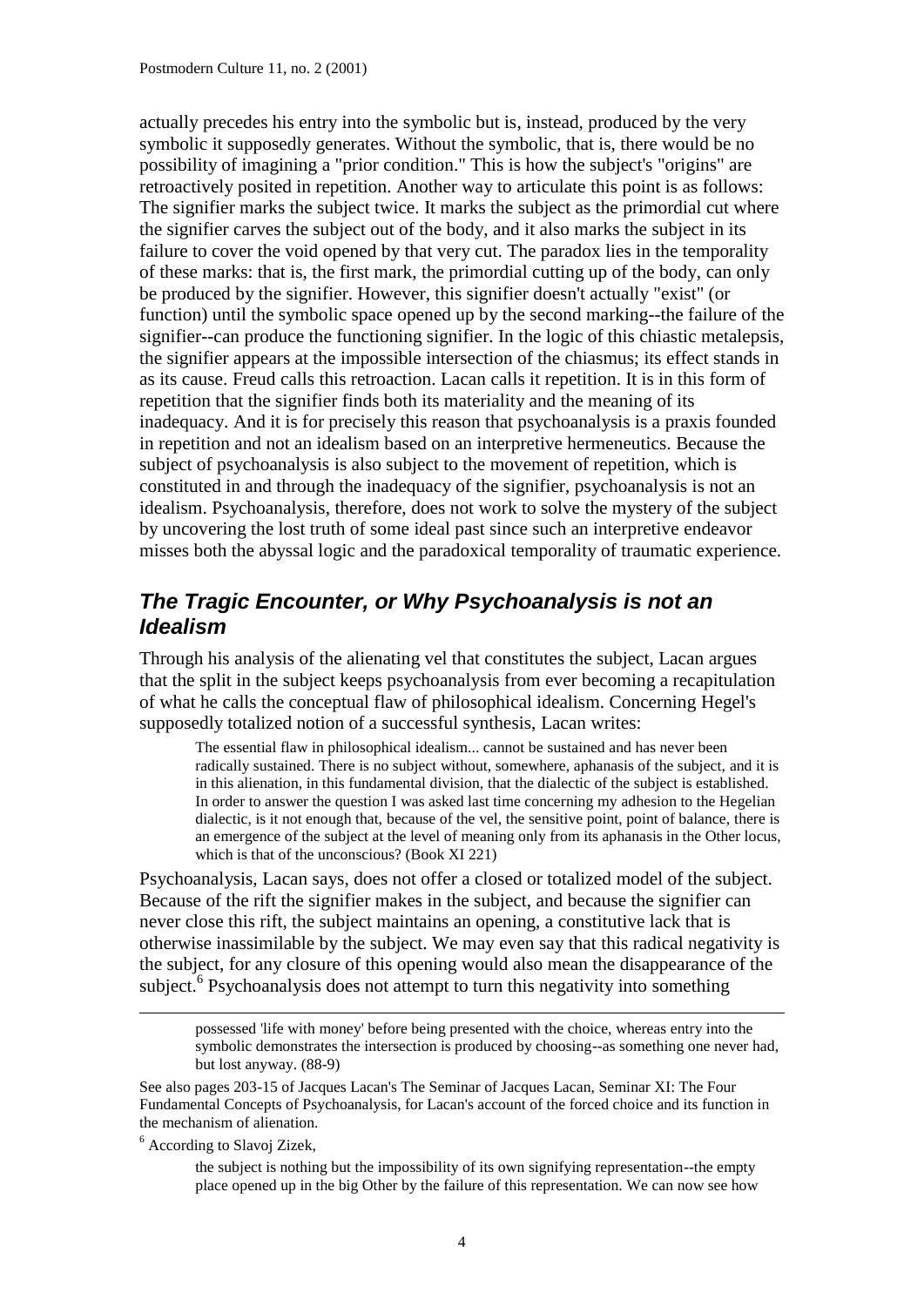actually precedes his entry into the symbolic but is, instead, produced by the very symbolic it supposedly generates. Without the symbolic, that is, there would be no possibility of imagining a "prior condition." This is how the subject's "origins" are retroactively posited in repetition. Another way to articulate this point is as follows: The signifier marks the subject twice. It marks the subject as the primordial cut where the signifier carves the subject out of the body, and it also marks the subject in its failure to cover the void opened by that very cut. The paradox lies in the temporality of these marks: that is, the first mark, the primordial cutting up of the body, can only be produced by the signifier. However, this signifier doesn't actually "exist" (or function) until the symbolic space opened up by the second marking--the failure of the signifier--can produce the functioning signifier. In the logic of this chiastic metalepsis, the signifier appears at the impossible intersection of the chiasmus; its effect stands in as its cause. Freud calls this retroaction. Lacan calls it repetition. It is in this form of repetition that the signifier finds both its materiality and the meaning of its inadequacy. And it is for precisely this reason that psychoanalysis is a praxis founded in repetition and not an idealism based on an interpretive hermeneutics. Because the subject of psychoanalysis is also subject to the movement of repetition, which is constituted in and through the inadequacy of the signifier, psychoanalysis is not an idealism. Psychoanalysis, therefore, does not work to solve the mystery of the subject by uncovering the lost truth of some ideal past since such an interpretive endeavor misses both the abyssal logic and the paradoxical temporality of traumatic experience.

## *The Tragic Encounter, or Why Psychoanalysis is not an Idealism*

Through his analysis of the alienating vel that constitutes the subject, Lacan argues that the split in the subject keeps psychoanalysis from ever becoming a recapitulation of what he calls the conceptual flaw of philosophical idealism. Concerning Hegel's supposedly totalized notion of a successful synthesis, Lacan writes:

> The essential flaw in philosophical idealism... cannot be sustained and has never been radically sustained. There is no subject without, somewhere, aphanasis of the subject, and it is in this alienation, in this fundamental division, that the dialectic of the subject is established. In order to answer the question I was asked last time concerning my adhesion to the Hegelian dialectic, is it not enough that, because of the vel, the sensitive point, point of balance, there is an emergence of the subject at the level of meaning only from its aphanasis in the Other locus, which is that of the unconscious? (Book XI 221)

Psychoanalysis, Lacan says, does not offer a closed or totalized model of the subject. Because of the rift the signifier makes in the subject, and because the signifier can never close this rift, the subject maintains an opening, a constitutive lack that is otherwise inassimilable by the subject. We may even say that this radical negativity is the subject, for any closure of this opening would also mean the disappearance of the subject.[6] Psychoanalysis does not attempt to turn this negativity into something

---

> possessed 'life with money' before being presented with the choice, whereas entry into the symbolic demonstrates the intersection is produced by choosing--as something one never had, but lost anyway. (88-9)

See also pages 203-15 of Jacques Lacan's The Seminar of Jacques Lacan, Seminar XI: The Four Fundamental Concepts of Psychoanalysis, for Lacan's account of the forced choice and its function in the mechanism of alienation.

[6] According to Slavoj Zizek,

> the subject is nothing but the impossibility of its own signifying representation--the empty place opened up in the big Other by the failure of this representation. We can now see how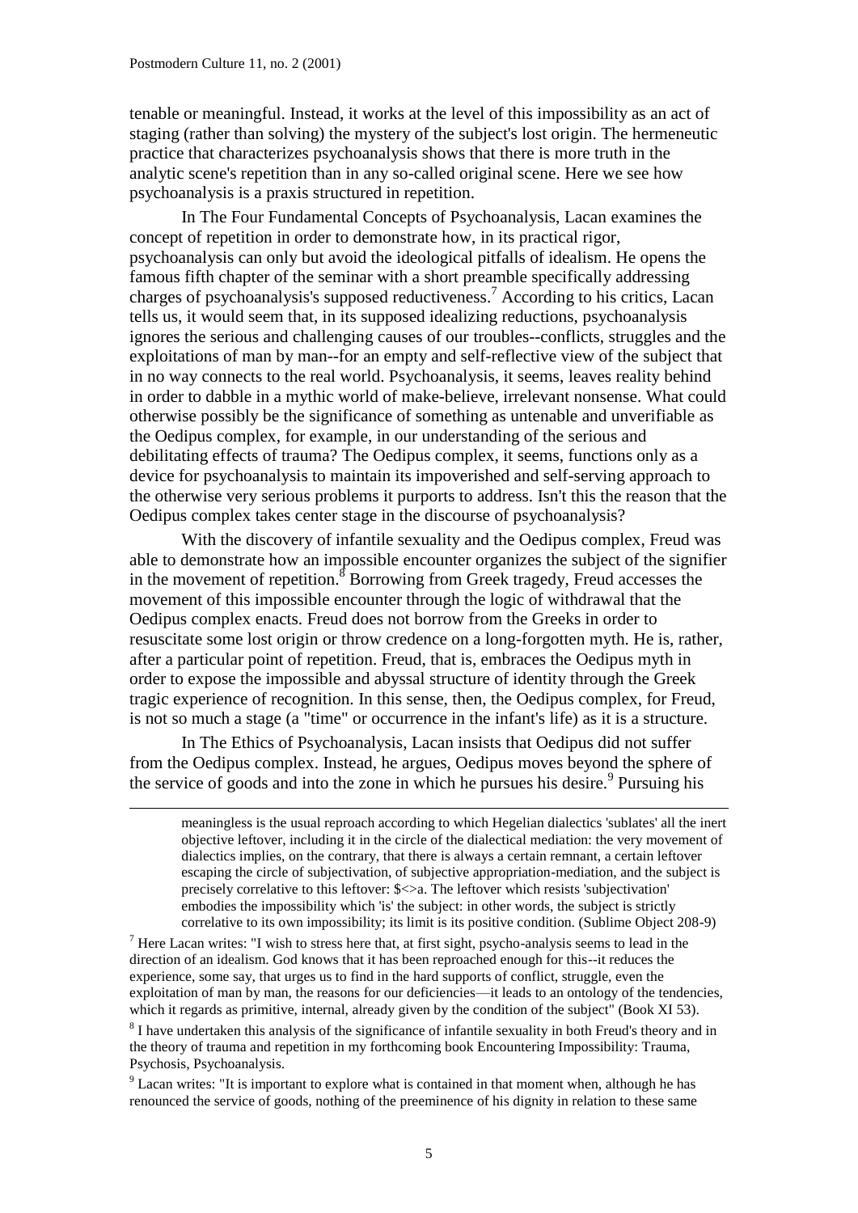tenable or meaningful. Instead, it works at the level of this impossibility as an act of staging (rather than solving) the mystery of the subject's lost origin. The hermeneutic practice that characterizes psychoanalysis shows that there is more truth in the analytic scene's repetition than in any so-called original scene. Here we see how psychoanalysis is a praxis structured in repetition.

In The Four Fundamental Concepts of Psychoanalysis, Lacan examines the concept of repetition in order to demonstrate how, in its practical rigor, psychoanalysis can only but avoid the ideological pitfalls of idealism. He opens the famous fifth chapter of the seminar with a short preamble specifically addressing charges of psychoanalysis's supposed reductiveness.[7] According to his critics, Lacan tells us, it would seem that, in its supposed idealizing reductions, psychoanalysis ignores the serious and challenging causes of our troubles--conflicts, struggles and the exploitations of man by man--for an empty and self-reflective view of the subject that in no way connects to the real world. Psychoanalysis, it seems, leaves reality behind in order to dabble in a mythic world of make-believe, irrelevant nonsense. What could otherwise possibly be the significance of something as untenable and unverifiable as the Oedipus complex, for example, in our understanding of the serious and debilitating effects of trauma? The Oedipus complex, it seems, functions only as a device for psychoanalysis to maintain its impoverished and self-serving approach to the otherwise very serious problems it purports to address. Isn't this the reason that the Oedipus complex takes center stage in the discourse of psychoanalysis?

With the discovery of infantile sexuality and the Oedipus complex, Freud was able to demonstrate how an impossible encounter organizes the subject of the signifier in the movement of repetition.[8] Borrowing from Greek tragedy, Freud accesses the movement of this impossible encounter through the logic of withdrawal that the Oedipus complex enacts. Freud does not borrow from the Greeks in order to resuscitate some lost origin or throw credence on a long-forgotten myth. He is, rather, after a particular point of repetition. Freud, that is, embraces the Oedipus myth in order to expose the impossible and abyssal structure of identity through the Greek tragic experience of recognition. In this sense, then, the Oedipus complex, for Freud, is not so much a stage (a "time" or occurrence in the infant's life) as it is a structure.

In The Ethics of Psychoanalysis, Lacan insists that Oedipus did not suffer from the Oedipus complex. Instead, he argues, Oedipus moves beyond the sphere of the service of goods and into the zone in which he pursues his desire.[9] Pursuing his

---

> meaningless is the usual reproach according to which Hegelian dialectics 'sublates' all the inert objective leftover, including it in the circle of the dialectical mediation: the very movement of dialectics implies, on the contrary, that there is always a certain remnant, a certain leftover escaping the circle of subjectivation, of subjective appropriation-mediation, and the subject is precisely correlative to this leftover: $<>a. The leftover which resists 'subjectivation' embodies the impossibility which 'is' the subject: in other words, the subject is strictly correlative to its own impossibility; its limit is its positive condition. (Sublime Object 208-9)

[7] Here Lacan writes: "I wish to stress here that, at first sight, psycho-analysis seems to lead in the direction of an idealism. God knows that it has been reproached enough for this--it reduces the experience, some say, that urges us to find in the hard supports of conflict, struggle, even the exploitation of man by man, the reasons for our deficiencies—it leads to an ontology of the tendencies, which it regards as primitive, internal, already given by the condition of the subject" (Book XI 53).

[8] I have undertaken this analysis of the significance of infantile sexuality in both Freud's theory and in the theory of trauma and repetition in my forthcoming book Encountering Impossibility: Trauma, Psychosis, Psychoanalysis.

[9] Lacan writes: "It is important to explore what is contained in that moment when, although he has renounced the service of goods, nothing of the preeminence of his dignity in relation to these same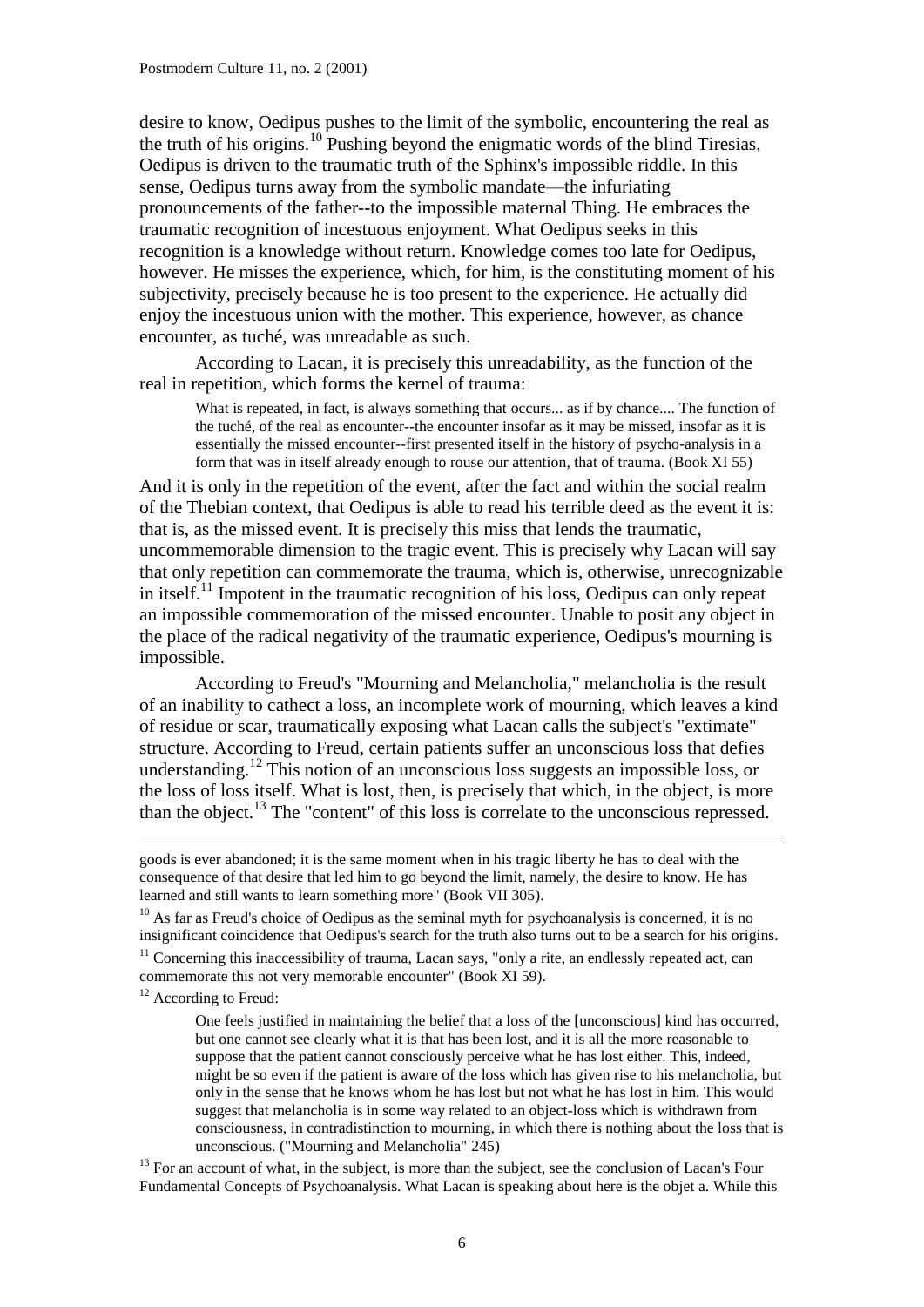desire to know, Oedipus pushes to the limit of the symbolic, encountering the real as the truth of his origins.[10] Pushing beyond the enigmatic words of the blind Tiresias, Oedipus is driven to the traumatic truth of the Sphinx's impossible riddle. In this sense, Oedipus turns away from the symbolic mandate—the infuriating pronouncements of the father--to the impossible maternal Thing. He embraces the traumatic recognition of incestuous enjoyment. What Oedipus seeks in this recognition is a knowledge without return. Knowledge comes too late for Oedipus, however. He misses the experience, which, for him, is the constituting moment of his subjectivity, precisely because he is too present to the experience. He actually did enjoy the incestuous union with the mother. This experience, however, as chance encounter, as tuché, was unreadable as such.

According to Lacan, it is precisely this unreadability, as the function of the real in repetition, which forms the kernel of trauma:

> What is repeated, in fact, is always something that occurs... as if by chance.... The function of the tuché, of the real as encounter--the encounter insofar as it may be missed, insofar as it is essentially the missed encounter--first presented itself in the history of psycho-analysis in a form that was in itself already enough to rouse our attention, that of trauma. (Book XI 55)

And it is only in the repetition of the event, after the fact and within the social realm of the Thebian context, that Oedipus is able to read his terrible deed as the event it is: that is, as the missed event. It is precisely this miss that lends the traumatic, uncommemorable dimension to the tragic event. This is precisely why Lacan will say that only repetition can commemorate the trauma, which is, otherwise, unrecognizable in itself.[11] Impotent in the traumatic recognition of his loss, Oedipus can only repeat an impossible commemoration of the missed encounter. Unable to posit any object in the place of the radical negativity of the traumatic experience, Oedipus's mourning is impossible.

According to Freud's "Mourning and Melancholia," melancholia is the result of an inability to cathect a loss, an incomplete work of mourning, which leaves a kind of residue or scar, traumatically exposing what Lacan calls the subject's "extimate" structure. According to Freud, certain patients suffer an unconscious loss that defies understanding.[12] This notion of an unconscious loss suggests an impossible loss, or the loss of loss itself. What is lost, then, is precisely that which, in the object, is more than the object.[13] The "content" of this loss is correlate to the unconscious repressed.

---

goods is ever abandoned; it is the same moment when in his tragic liberty he has to deal with the consequence of that desire that led him to go beyond the limit, namely, the desire to know. He has learned and still wants to learn something more" (Book VII 305).

[10] As far as Freud's choice of Oedipus as the seminal myth for psychoanalysis is concerned, it is no insignificant coincidence that Oedipus's search for the truth also turns out to be a search for his origins.

[11] Concerning this inaccessibility of trauma, Lacan says, "only a rite, an endlessly repeated act, can commemorate this not very memorable encounter" (Book XI 59).

[12] According to Freud:

> One feels justified in maintaining the belief that a loss of the [unconscious] kind has occurred, but one cannot see clearly what it is that has been lost, and it is all the more reasonable to suppose that the patient cannot consciously perceive what he has lost either. This, indeed, might be so even if the patient is aware of the loss which has given rise to his melancholia, but only in the sense that he knows whom he has lost but not what he has lost in him. This would suggest that melancholia is in some way related to an object-loss which is withdrawn from consciousness, in contradistinction to mourning, in which there is nothing about the loss that is unconscious. ("Mourning and Melancholia" 245)

[13] For an account of what, in the subject, is more than the subject, see the conclusion of Lacan's Four Fundamental Concepts of Psychoanalysis. What Lacan is speaking about here is the objet a. While this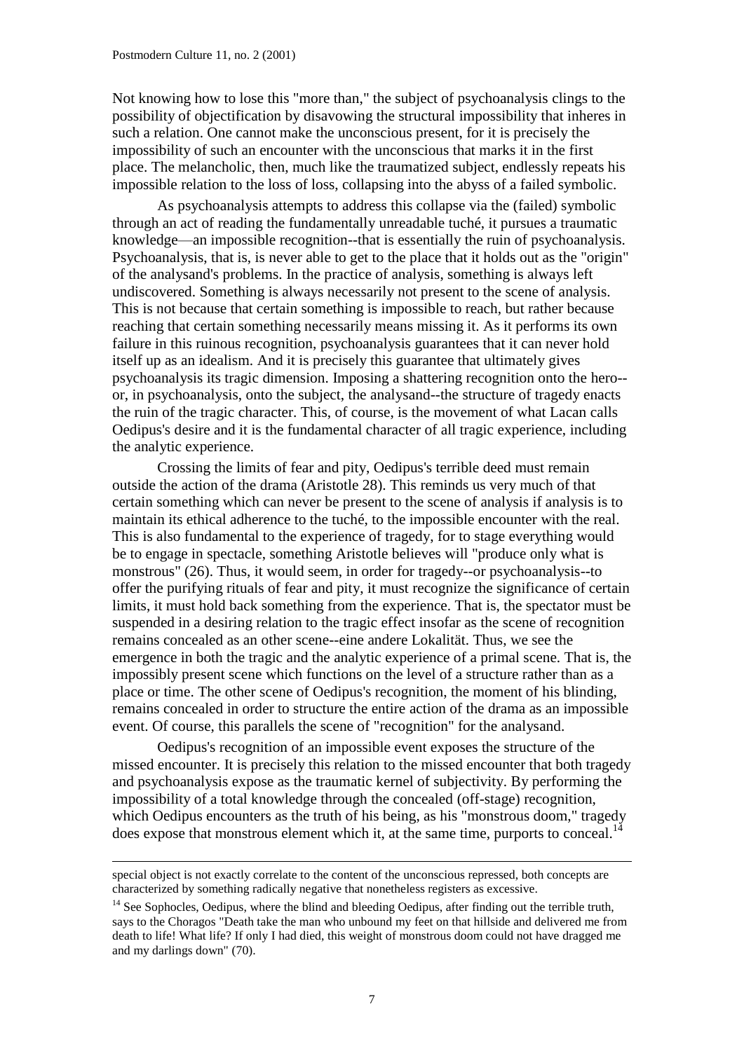Not knowing how to lose this "more than," the subject of psychoanalysis clings to the possibility of objectification by disavowing the structural impossibility that inheres in such a relation. One cannot make the unconscious present, for it is precisely the impossibility of such an encounter with the unconscious that marks it in the first place. The melancholic, then, much like the traumatized subject, endlessly repeats his impossible relation to the loss of loss, collapsing into the abyss of a failed symbolic.

As psychoanalysis attempts to address this collapse via the (failed) symbolic through an act of reading the fundamentally unreadable tuché, it pursues a traumatic knowledge—an impossible recognition--that is essentially the ruin of psychoanalysis. Psychoanalysis, that is, is never able to get to the place that it holds out as the "origin" of the analysand's problems. In the practice of analysis, something is always left undiscovered. Something is always necessarily not present to the scene of analysis. This is not because that certain something is impossible to reach, but rather because reaching that certain something necessarily means missing it. As it performs its own failure in this ruinous recognition, psychoanalysis guarantees that it can never hold itself up as an idealism. And it is precisely this guarantee that ultimately gives psychoanalysis its tragic dimension. Imposing a shattering recognition onto the hero--or, in psychoanalysis, onto the subject, the analysand--the structure of tragedy enacts the ruin of the tragic character. This, of course, is the movement of what Lacan calls Oedipus's desire and it is the fundamental character of all tragic experience, including the analytic experience.

Crossing the limits of fear and pity, Oedipus's terrible deed must remain outside the action of the drama (Aristotle 28). This reminds us very much of that certain something which can never be present to the scene of analysis if analysis is to maintain its ethical adherence to the tuché, to the impossible encounter with the real. This is also fundamental to the experience of tragedy, for to stage everything would be to engage in spectacle, something Aristotle believes will "produce only what is monstrous" (26). Thus, it would seem, in order for tragedy--or psychoanalysis--to offer the purifying rituals of fear and pity, it must recognize the significance of certain limits, it must hold back something from the experience. That is, the spectator must be suspended in a desiring relation to the tragic effect insofar as the scene of recognition remains concealed as an other scene--eine andere Lokalität. Thus, we see the emergence in both the tragic and the analytic experience of a primal scene. That is, the impossibly present scene which functions on the level of a structure rather than as a place or time. The other scene of Oedipus's recognition, the moment of his blinding, remains concealed in order to structure the entire action of the drama as an impossible event. Of course, this parallels the scene of "recognition" for the analysand.

Oedipus's recognition of an impossible event exposes the structure of the missed encounter. It is precisely this relation to the missed encounter that both tragedy and psychoanalysis expose as the traumatic kernel of subjectivity. By performing the impossibility of a total knowledge through the concealed (off-stage) recognition, which Oedipus encounters as the truth of his being, as his "monstrous doom," tragedy does expose that monstrous element which it, at the same time, purports to conceal.[14]

---

special object is not exactly correlate to the content of the unconscious repressed, both concepts are characterized by something radically negative that nonetheless registers as excessive.

[14] See Sophocles, Oedipus, where the blind and bleeding Oedipus, after finding out the terrible truth, says to the Choragos "Death take the man who unbound my feet on that hillside and delivered me from death to life! What life? If only I had died, this weight of monstrous doom could not have dragged me and my darlings down" (70).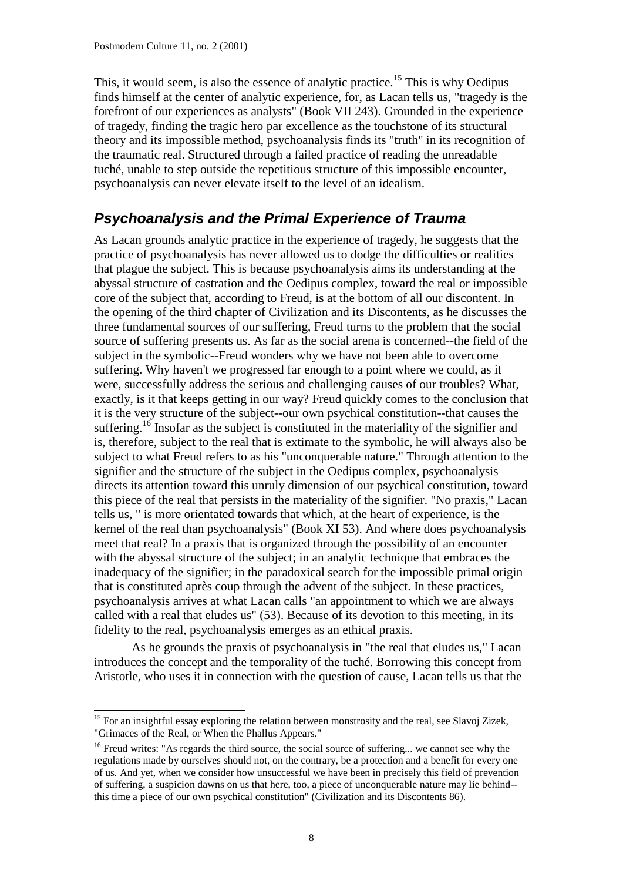This, it would seem, is also the essence of analytic practice.[15] This is why Oedipus finds himself at the center of analytic experience, for, as Lacan tells us, "tragedy is the forefront of our experiences as analysts" (Book VII 243). Grounded in the experience of tragedy, finding the tragic hero par excellence as the touchstone of its structural theory and its impossible method, psychoanalysis finds its "truth" in its recognition of the traumatic real. Structured through a failed practice of reading the unreadable tuché, unable to step outside the repetitious structure of this impossible encounter, psychoanalysis can never elevate itself to the level of an idealism.

## *Psychoanalysis and the Primal Experience of Trauma*

As Lacan grounds analytic practice in the experience of tragedy, he suggests that the practice of psychoanalysis has never allowed us to dodge the difficulties or realities that plague the subject. This is because psychoanalysis aims its understanding at the abyssal structure of castration and the Oedipus complex, toward the real or impossible core of the subject that, according to Freud, is at the bottom of all our discontent. In the opening of the third chapter of Civilization and its Discontents, as he discusses the three fundamental sources of our suffering, Freud turns to the problem that the social source of suffering presents us. As far as the social arena is concerned--the field of the subject in the symbolic--Freud wonders why we have not been able to overcome suffering. Why haven't we progressed far enough to a point where we could, as it were, successfully address the serious and challenging causes of our troubles? What, exactly, is it that keeps getting in our way? Freud quickly comes to the conclusion that it is the very structure of the subject--our own psychical constitution--that causes the suffering.[16] Insofar as the subject is constituted in the materiality of the signifier and is, therefore, subject to the real that is extimate to the symbolic, he will always also be subject to what Freud refers to as his "unconquerable nature." Through attention to the signifier and the structure of the subject in the Oedipus complex, psychoanalysis directs its attention toward this unruly dimension of our psychical constitution, toward this piece of the real that persists in the materiality of the signifier. "No praxis," Lacan tells us, " is more orientated towards that which, at the heart of experience, is the kernel of the real than psychoanalysis" (Book XI 53). And where does psychoanalysis meet that real? In a praxis that is organized through the possibility of an encounter with the abyssal structure of the subject; in an analytic technique that embraces the inadequacy of the signifier; in the paradoxical search for the impossible primal origin that is constituted après coup through the advent of the subject. In these practices, psychoanalysis arrives at what Lacan calls "an appointment to which we are always called with a real that eludes us" (53). Because of its devotion to this meeting, in its fidelity to the real, psychoanalysis emerges as an ethical praxis.

As he grounds the praxis of psychoanalysis in "the real that eludes us," Lacan introduces the concept and the temporality of the tuché. Borrowing this concept from Aristotle, who uses it in connection with the question of cause, Lacan tells us that the

---

[15] For an insightful essay exploring the relation between monstrosity and the real, see Slavoj Zizek, "Grimaces of the Real, or When the Phallus Appears."

[16] Freud writes: "As regards the third source, the social source of suffering... we cannot see why the regulations made by ourselves should not, on the contrary, be a protection and a benefit for every one of us. And yet, when we consider how unsuccessful we have been in precisely this field of prevention of suffering, a suspicion dawns on us that here, too, a piece of unconquerable nature may lie behind--this time a piece of our own psychical constitution" (Civilization and its Discontents 86).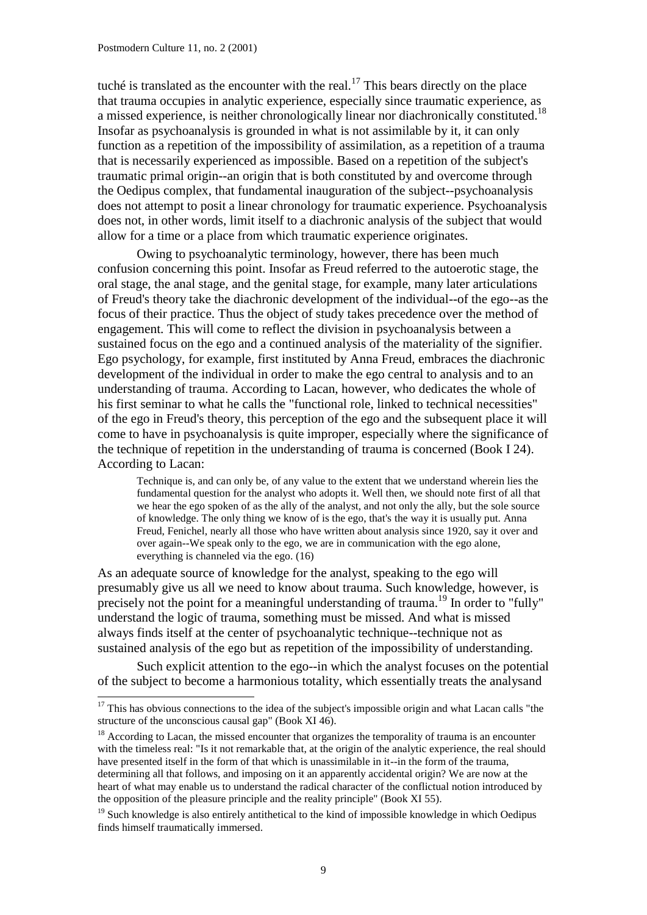tuché is translated as the encounter with the real.[17] This bears directly on the place that trauma occupies in analytic experience, especially since traumatic experience, as a missed experience, is neither chronologically linear nor diachronically constituted.[18] Insofar as psychoanalysis is grounded in what is not assimilable by it, it can only function as a repetition of the impossibility of assimilation, as a repetition of a trauma that is necessarily experienced as impossible. Based on a repetition of the subject's traumatic primal origin--an origin that is both constituted by and overcome through the Oedipus complex, that fundamental inauguration of the subject--psychoanalysis does not attempt to posit a linear chronology for traumatic experience. Psychoanalysis does not, in other words, limit itself to a diachronic analysis of the subject that would allow for a time or a place from which traumatic experience originates.

Owing to psychoanalytic terminology, however, there has been much confusion concerning this point. Insofar as Freud referred to the autoerotic stage, the oral stage, the anal stage, and the genital stage, for example, many later articulations of Freud's theory take the diachronic development of the individual--of the ego--as the focus of their practice. Thus the object of study takes precedence over the method of engagement. This will come to reflect the division in psychoanalysis between a sustained focus on the ego and a continued analysis of the materiality of the signifier. Ego psychology, for example, first instituted by Anna Freud, embraces the diachronic development of the individual in order to make the ego central to analysis and to an understanding of trauma. According to Lacan, however, who dedicates the whole of his first seminar to what he calls the "functional role, linked to technical necessities" of the ego in Freud's theory, this perception of the ego and the subsequent place it will come to have in psychoanalysis is quite improper, especially where the significance of the technique of repetition in the understanding of trauma is concerned (Book I 24). According to Lacan:

> Technique is, and can only be, of any value to the extent that we understand wherein lies the fundamental question for the analyst who adopts it. Well then, we should note first of all that we hear the ego spoken of as the ally of the analyst, and not only the ally, but the sole source of knowledge. The only thing we know of is the ego, that's the way it is usually put. Anna Freud, Fenichel, nearly all those who have written about analysis since 1920, say it over and over again--We speak only to the ego, we are in communication with the ego alone, everything is channeled via the ego. (16)

As an adequate source of knowledge for the analyst, speaking to the ego will presumably give us all we need to know about trauma. Such knowledge, however, is precisely not the point for a meaningful understanding of trauma.[19] In order to "fully" understand the logic of trauma, something must be missed. And what is missed always finds itself at the center of psychoanalytic technique--technique not as sustained analysis of the ego but as repetition of the impossibility of understanding.

Such explicit attention to the ego--in which the analyst focuses on the potential of the subject to become a harmonious totality, which essentially treats the analysand

---

[17] This has obvious connections to the idea of the subject's impossible origin and what Lacan calls "the structure of the unconscious causal gap" (Book XI 46).

[18] According to Lacan, the missed encounter that organizes the temporality of trauma is an encounter with the timeless real: "Is it not remarkable that, at the origin of the analytic experience, the real should have presented itself in the form of that which is unassimilable in it--in the form of the trauma, determining all that follows, and imposing on it an apparently accidental origin? We are now at the heart of what may enable us to understand the radical character of the conflictual notion introduced by the opposition of the pleasure principle and the reality principle" (Book XI 55).

[19] Such knowledge is also entirely antithetical to the kind of impossible knowledge in which Oedipus finds himself traumatically immersed.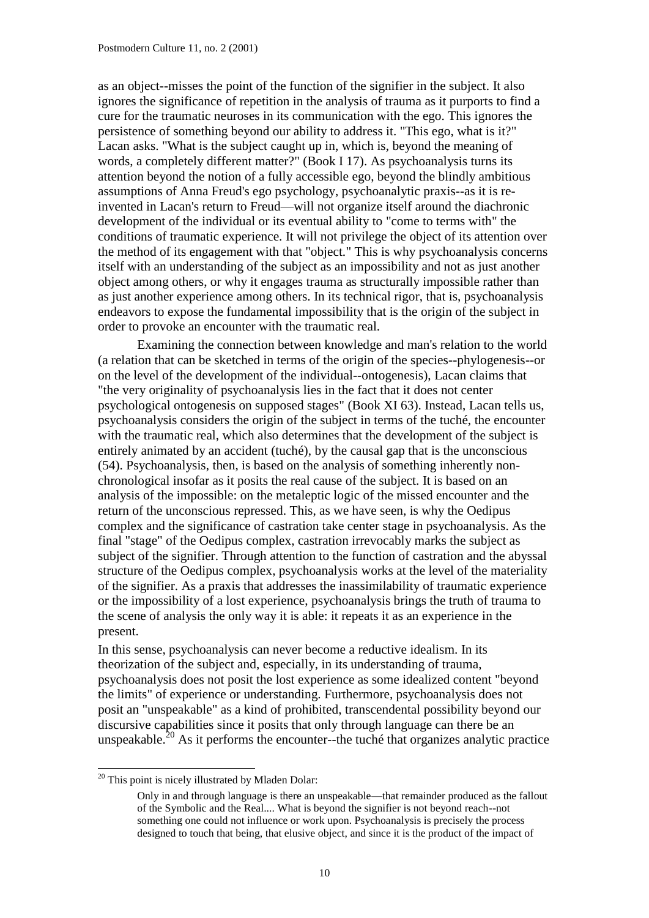as an object--misses the point of the function of the signifier in the subject. It also ignores the significance of repetition in the analysis of trauma as it purports to find a cure for the traumatic neuroses in its communication with the ego. This ignores the persistence of something beyond our ability to address it. "This ego, what is it?" Lacan asks. "What is the subject caught up in, which is, beyond the meaning of words, a completely different matter?" (Book I 17). As psychoanalysis turns its attention beyond the notion of a fully accessible ego, beyond the blindly ambitious assumptions of Anna Freud's ego psychology, psychoanalytic praxis--as it is re-invented in Lacan's return to Freud—will not organize itself around the diachronic development of the individual or its eventual ability to "come to terms with" the conditions of traumatic experience. It will not privilege the object of its attention over the method of its engagement with that "object." This is why psychoanalysis concerns itself with an understanding of the subject as an impossibility and not as just another object among others, or why it engages trauma as structurally impossible rather than as just another experience among others. In its technical rigor, that is, psychoanalysis endeavors to expose the fundamental impossibility that is the origin of the subject in order to provoke an encounter with the traumatic real.

Examining the connection between knowledge and man's relation to the world (a relation that can be sketched in terms of the origin of the species--phylogenesis--or on the level of the development of the individual--ontogenesis), Lacan claims that "the very originality of psychoanalysis lies in the fact that it does not center psychological ontogenesis on supposed stages" (Book XI 63). Instead, Lacan tells us, psychoanalysis considers the origin of the subject in terms of the tuché, the encounter with the traumatic real, which also determines that the development of the subject is entirely animated by an accident (tuché), by the causal gap that is the unconscious (54). Psychoanalysis, then, is based on the analysis of something inherently non-chronological insofar as it posits the real cause of the subject. It is based on an analysis of the impossible: on the metaleptic logic of the missed encounter and the return of the unconscious repressed. This, as we have seen, is why the Oedipus complex and the significance of castration take center stage in psychoanalysis. As the final "stage" of the Oedipus complex, castration irrevocably marks the subject as subject of the signifier. Through attention to the function of castration and the abyssal structure of the Oedipus complex, psychoanalysis works at the level of the materiality of the signifier. As a praxis that addresses the inassimilability of traumatic experience or the impossibility of a lost experience, psychoanalysis brings the truth of trauma to the scene of analysis the only way it is able: it repeats it as an experience in the present.

In this sense, psychoanalysis can never become a reductive idealism. In its theorization of the subject and, especially, in its understanding of trauma, psychoanalysis does not posit the lost experience as some idealized content "beyond the limits" of experience or understanding. Furthermore, psychoanalysis does not posit an "unspeakable" as a kind of prohibited, transcendental possibility beyond our discursive capabilities since it posits that only through language can there be an unspeakable.[20] As it performs the encounter--the tuché that organizes analytic practice

---

[20] This point is nicely illustrated by Mladen Dolar:

> Only in and through language is there an unspeakable—that remainder produced as the fallout of the Symbolic and the Real.... What is beyond the signifier is not beyond reach--not something one could not influence or work upon. Psychoanalysis is precisely the process designed to touch that being, that elusive object, and since it is the product of the impact of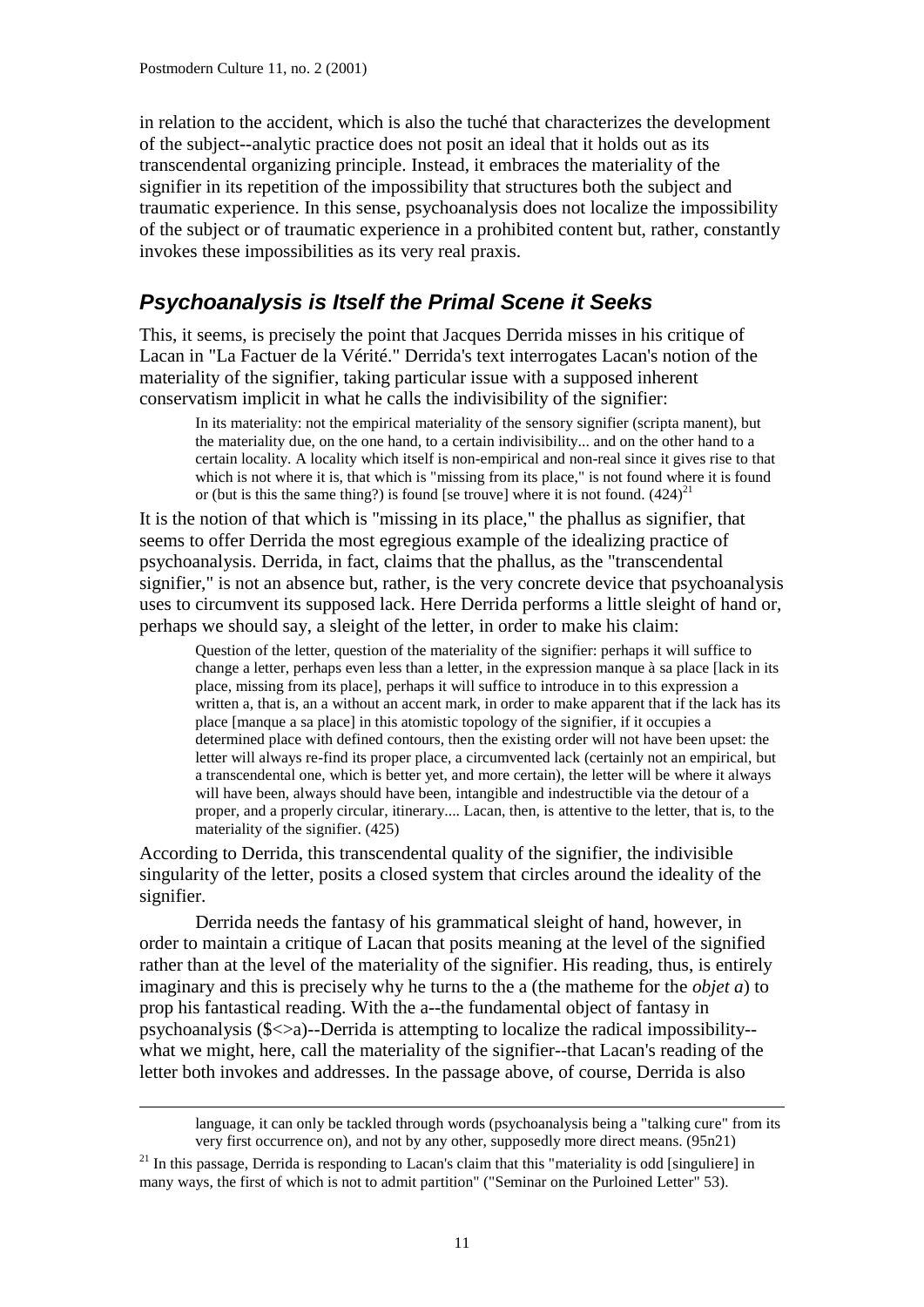in relation to the accident, which is also the tuché that characterizes the development of the subject--analytic practice does not posit an ideal that it holds out as its transcendental organizing principle. Instead, it embraces the materiality of the signifier in its repetition of the impossibility that structures both the subject and traumatic experience. In this sense, psychoanalysis does not localize the impossibility of the subject or of traumatic experience in a prohibited content but, rather, constantly invokes these impossibilities as its very real praxis.

## *Psychoanalysis is Itself the Primal Scene it Seeks*

This, it seems, is precisely the point that Jacques Derrida misses in his critique of Lacan in "La Factuer de la Vérité." Derrida's text interrogates Lacan's notion of the materiality of the signifier, taking particular issue with a supposed inherent conservatism implicit in what he calls the indivisibility of the signifier:

> In its materiality: not the empirical materiality of the sensory signifier (scripta manent), but the materiality due, on the one hand, to a certain indivisibility... and on the other hand to a certain locality. A locality which itself is non-empirical and non-real since it gives rise to that which is not where it is, that which is "missing from its place," is not found where it is found or (but is this the same thing?) is found [se trouve] where it is not found. (424)[21]

It is the notion of that which is "missing in its place," the phallus as signifier, that seems to offer Derrida the most egregious example of the idealizing practice of psychoanalysis. Derrida, in fact, claims that the phallus, as the "transcendental signifier," is not an absence but, rather, is the very concrete device that psychoanalysis uses to circumvent its supposed lack. Here Derrida performs a little sleight of hand or, perhaps we should say, a sleight of the letter, in order to make his claim:

> Question of the letter, question of the materiality of the signifier: perhaps it will suffice to change a letter, perhaps even less than a letter, in the expression manque à sa place [lack in its place, missing from its place], perhaps it will suffice to introduce in to this expression a written a, that is, an a without an accent mark, in order to make apparent that if the lack has its place [manque a sa place] in this atomistic topology of the signifier, if it occupies a determined place with defined contours, then the existing order will not have been upset: the letter will always re-find its proper place, a circumvented lack (certainly not an empirical, but a transcendental one, which is better yet, and more certain), the letter will be where it always will have been, always should have been, intangible and indestructible via the detour of a proper, and a properly circular, itinerary.... Lacan, then, is attentive to the letter, that is, to the materiality of the signifier. (425)

According to Derrida, this transcendental quality of the signifier, the indivisible singularity of the letter, posits a closed system that circles around the ideality of the signifier.

Derrida needs the fantasy of his grammatical sleight of hand, however, in order to maintain a critique of Lacan that posits meaning at the level of the signified rather than at the level of the materiality of the signifier. His reading, thus, is entirely imaginary and this is precisely why he turns to the a (the matheme for the *objet a*) to prop his fantastical reading. With the a--the fundamental object of fantasy in psychoanalysis ($<>a)--Derrida is attempting to localize the radical impossibility--what we might, here, call the materiality of the signifier--that Lacan's reading of the letter both invokes and addresses. In the passage above, of course, Derrida is also

---

language, it can only be tackled through words (psychoanalysis being a "talking cure" from its very first occurrence on), and not by any other, supposedly more direct means. (95n21)

[21] In this passage, Derrida is responding to Lacan's claim that this "materiality is odd [singuliere] in many ways, the first of which is not to admit partition" ("Seminar on the Purloined Letter" 53).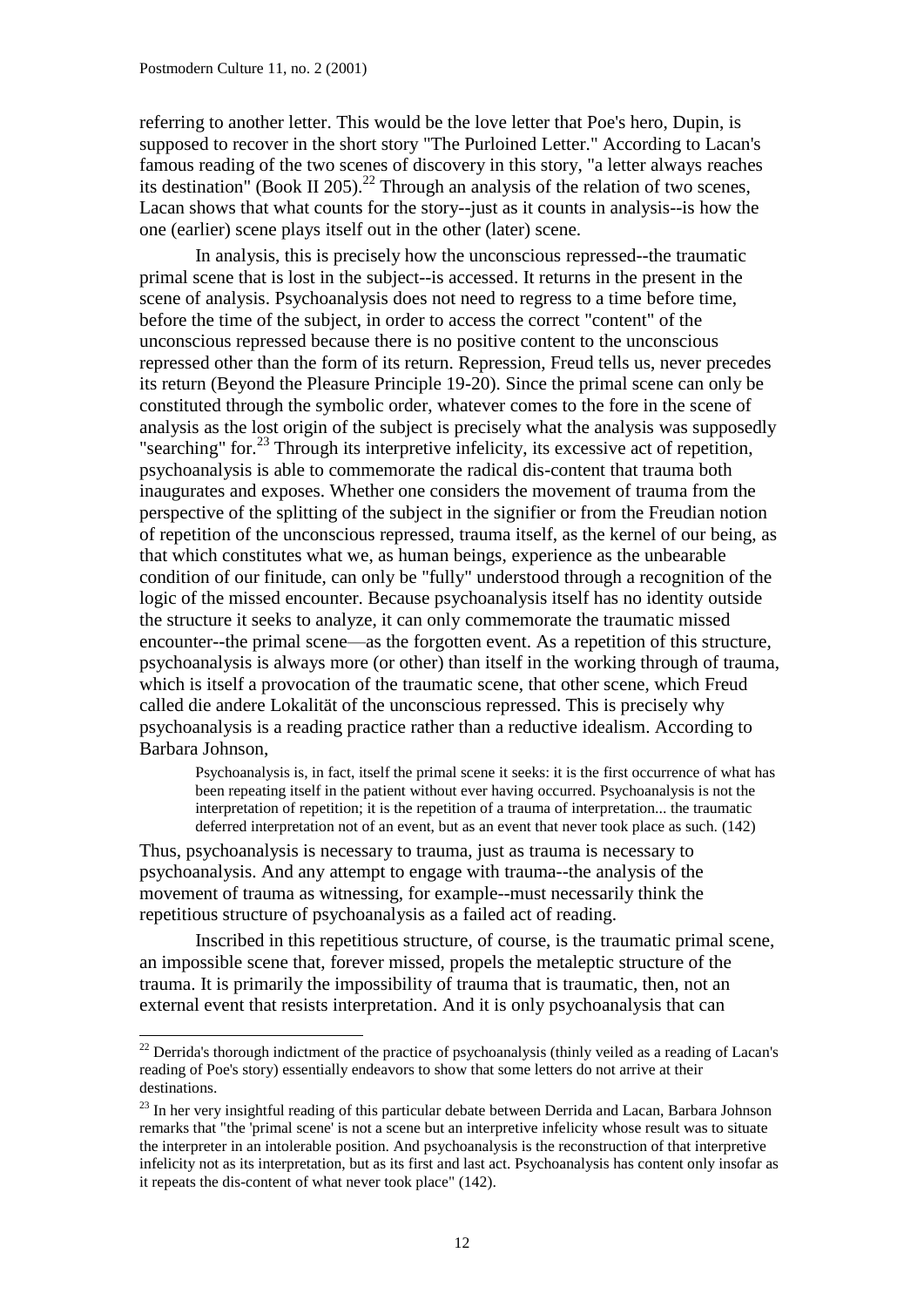referring to another letter. This would be the love letter that Poe's hero, Dupin, is supposed to recover in the short story "The Purloined Letter." According to Lacan's famous reading of the two scenes of discovery in this story, "a letter always reaches its destination" (Book II 205).[22] Through an analysis of the relation of two scenes, Lacan shows that what counts for the story--just as it counts in analysis--is how the one (earlier) scene plays itself out in the other (later) scene.

In analysis, this is precisely how the unconscious repressed--the traumatic primal scene that is lost in the subject--is accessed. It returns in the present in the scene of analysis. Psychoanalysis does not need to regress to a time before time, before the time of the subject, in order to access the correct "content" of the unconscious repressed because there is no positive content to the unconscious repressed other than the form of its return. Repression, Freud tells us, never precedes its return (Beyond the Pleasure Principle 19-20). Since the primal scene can only be constituted through the symbolic order, whatever comes to the fore in the scene of analysis as the lost origin of the subject is precisely what the analysis was supposedly "searching" for.[23] Through its interpretive infelicity, its excessive act of repetition, psychoanalysis is able to commemorate the radical dis-content that trauma both inaugurates and exposes. Whether one considers the movement of trauma from the perspective of the splitting of the subject in the signifier or from the Freudian notion of repetition of the unconscious repressed, trauma itself, as the kernel of our being, as that which constitutes what we, as human beings, experience as the unbearable condition of our finitude, can only be "fully" understood through a recognition of the logic of the missed encounter. Because psychoanalysis itself has no identity outside the structure it seeks to analyze, it can only commemorate the traumatic missed encounter--the primal scene—as the forgotten event. As a repetition of this structure, psychoanalysis is always more (or other) than itself in the working through of trauma, which is itself a provocation of the traumatic scene, that other scene, which Freud called die andere Lokalität of the unconscious repressed. This is precisely why psychoanalysis is a reading practice rather than a reductive idealism. According to Barbara Johnson,

> Psychoanalysis is, in fact, itself the primal scene it seeks: it is the first occurrence of what has been repeating itself in the patient without ever having occurred. Psychoanalysis is not the interpretation of repetition; it is the repetition of a trauma of interpretation... the traumatic deferred interpretation not of an event, but as an event that never took place as such. (142)

Thus, psychoanalysis is necessary to trauma, just as trauma is necessary to psychoanalysis. And any attempt to engage with trauma--the analysis of the movement of trauma as witnessing, for example--must necessarily think the repetitious structure of psychoanalysis as a failed act of reading.

Inscribed in this repetitious structure, of course, is the traumatic primal scene, an impossible scene that, forever missed, propels the metaleptic structure of the trauma. It is primarily the impossibility of trauma that is traumatic, then, not an external event that resists interpretation. And it is only psychoanalysis that can

---

[22] Derrida's thorough indictment of the practice of psychoanalysis (thinly veiled as a reading of Lacan's reading of Poe's story) essentially endeavors to show that some letters do not arrive at their destinations.

[23] In her very insightful reading of this particular debate between Derrida and Lacan, Barbara Johnson remarks that "the 'primal scene' is not a scene but an interpretive infelicity whose result was to situate the interpreter in an intolerable position. And psychoanalysis is the reconstruction of that interpretive infelicity not as its interpretation, but as its first and last act. Psychoanalysis has content only insofar as it repeats the dis-content of what never took place" (142).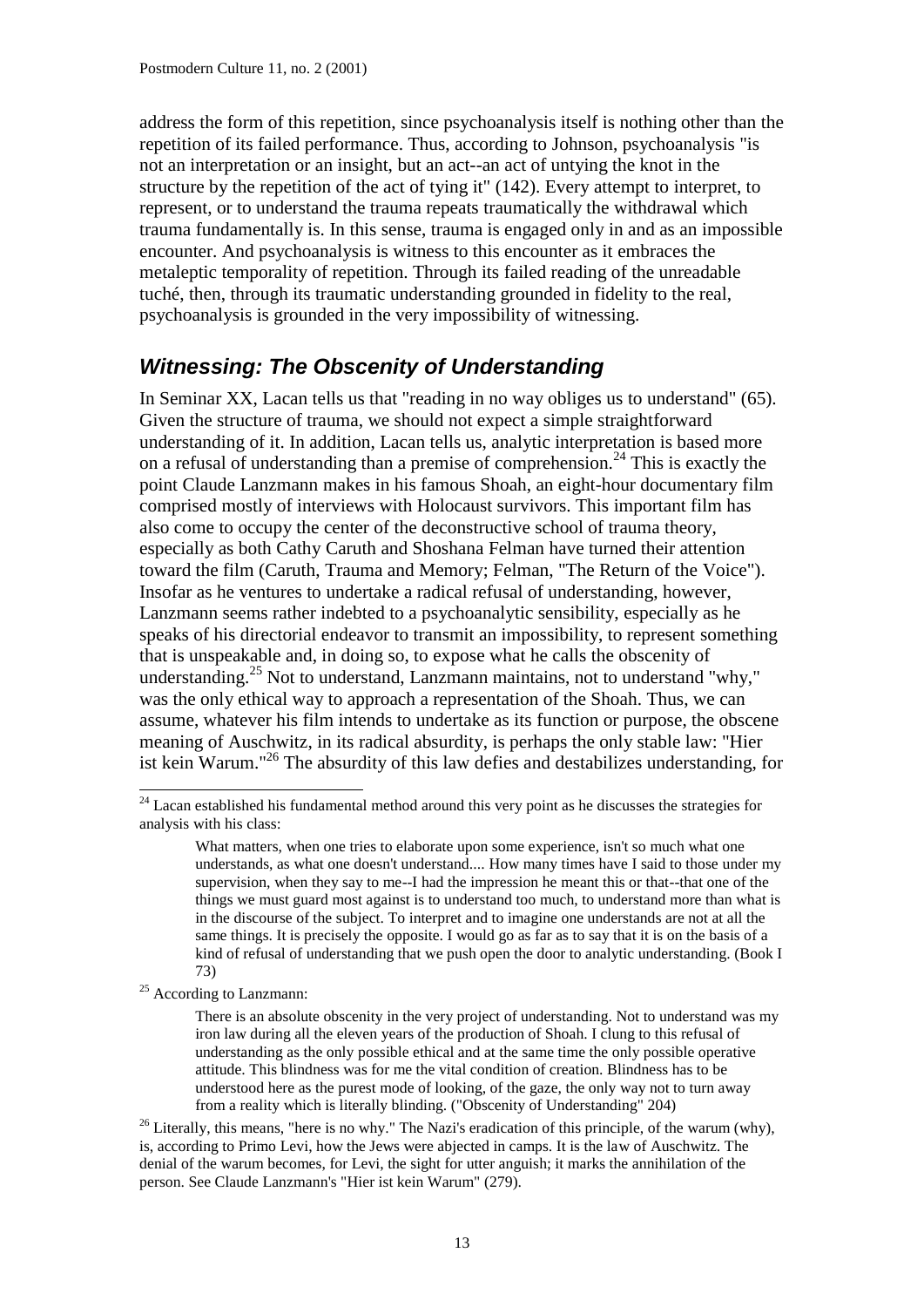address the form of this repetition, since psychoanalysis itself is nothing other than the repetition of its failed performance. Thus, according to Johnson, psychoanalysis "is not an interpretation or an insight, but an act--an act of untying the knot in the structure by the repetition of the act of tying it" (142). Every attempt to interpret, to represent, or to understand the trauma repeats traumatically the withdrawal which trauma fundamentally is. In this sense, trauma is engaged only in and as an impossible encounter. And psychoanalysis is witness to this encounter as it embraces the metaleptic temporality of repetition. Through its failed reading of the unreadable tuché, then, through its traumatic understanding grounded in fidelity to the real, psychoanalysis is grounded in the very impossibility of witnessing.

## *Witnessing: The Obscenity of Understanding*

In Seminar XX, Lacan tells us that "reading in no way obliges us to understand" (65). Given the structure of trauma, we should not expect a simple straightforward understanding of it. In addition, Lacan tells us, analytic interpretation is based more on a refusal of understanding than a premise of comprehension.[24] This is exactly the point Claude Lanzmann makes in his famous Shoah, an eight-hour documentary film comprised mostly of interviews with Holocaust survivors. This important film has also come to occupy the center of the deconstructive school of trauma theory, especially as both Cathy Caruth and Shoshana Felman have turned their attention toward the film (Caruth, Trauma and Memory; Felman, "The Return of the Voice"). Insofar as he ventures to undertake a radical refusal of understanding, however, Lanzmann seems rather indebted to a psychoanalytic sensibility, especially as he speaks of his directorial endeavor to transmit an impossibility, to represent something that is unspeakable and, in doing so, to expose what he calls the obscenity of understanding.[25] Not to understand, Lanzmann maintains, not to understand "why," was the only ethical way to approach a representation of the Shoah. Thus, we can assume, whatever his film intends to undertake as its function or purpose, the obscene meaning of Auschwitz, in its radical absurdity, is perhaps the only stable law: "Hier ist kein Warum."[26] The absurdity of this law defies and destabilizes understanding, for

---

[24] Lacan established his fundamental method around this very point as he discusses the strategies for analysis with his class:

> What matters, when one tries to elaborate upon some experience, isn't so much what one understands, as what one doesn't understand.... How many times have I said to those under my supervision, when they say to me--I had the impression he meant this or that--that one of the things we must guard most against is to understand too much, to understand more than what is in the discourse of the subject. To interpret and to imagine one understands are not at all the same things. It is precisely the opposite. I would go as far as to say that it is on the basis of a kind of refusal of understanding that we push open the door to analytic understanding. (Book I 73)

[25] According to Lanzmann:

> There is an absolute obscenity in the very project of understanding. Not to understand was my iron law during all the eleven years of the production of Shoah. I clung to this refusal of understanding as the only possible ethical and at the same time the only possible operative attitude. This blindness was for me the vital condition of creation. Blindness has to be understood here as the purest mode of looking, of the gaze, the only way not to turn away from a reality which is literally blinding. ("Obscenity of Understanding" 204)

[26] Literally, this means, "here is no why." The Nazi's eradication of this principle, of the warum (why), is, according to Primo Levi, how the Jews were abjected in camps. It is the law of Auschwitz. The denial of the warum becomes, for Levi, the sight for utter anguish; it marks the annihilation of the person. See Claude Lanzmann's "Hier ist kein Warum" (279).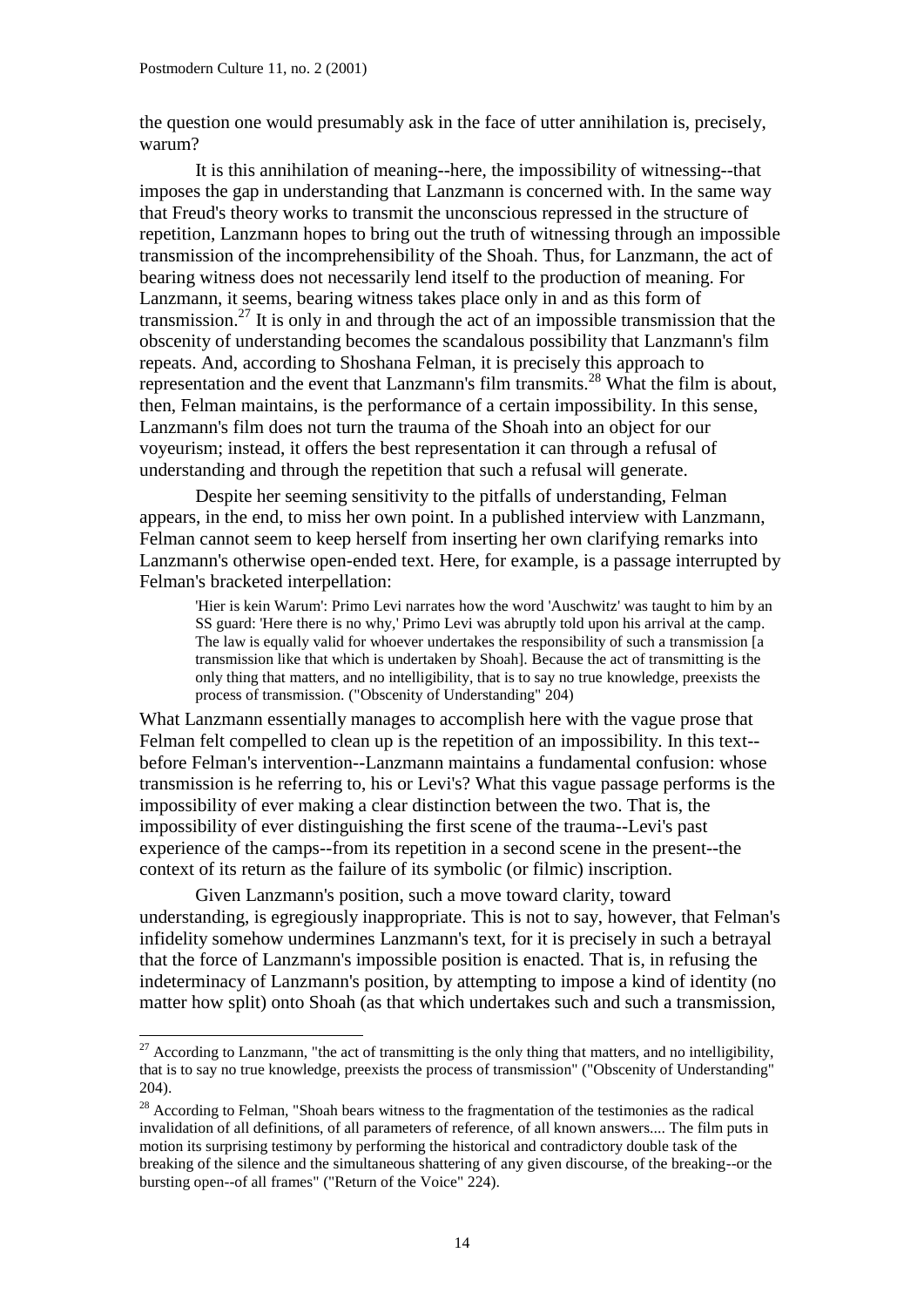the question one would presumably ask in the face of utter annihilation is, precisely, warum?

It is this annihilation of meaning--here, the impossibility of witnessing--that imposes the gap in understanding that Lanzmann is concerned with. In the same way that Freud's theory works to transmit the unconscious repressed in the structure of repetition, Lanzmann hopes to bring out the truth of witnessing through an impossible transmission of the incomprehensibility of the Shoah. Thus, for Lanzmann, the act of bearing witness does not necessarily lend itself to the production of meaning. For Lanzmann, it seems, bearing witness takes place only in and as this form of transmission.[27] It is only in and through the act of an impossible transmission that the obscenity of understanding becomes the scandalous possibility that Lanzmann's film repeats. And, according to Shoshana Felman, it is precisely this approach to representation and the event that Lanzmann's film transmits.[28] What the film is about, then, Felman maintains, is the performance of a certain impossibility. In this sense, Lanzmann's film does not turn the trauma of the Shoah into an object for our voyeurism; instead, it offers the best representation it can through a refusal of understanding and through the repetition that such a refusal will generate.

Despite her seeming sensitivity to the pitfalls of understanding, Felman appears, in the end, to miss her own point. In a published interview with Lanzmann, Felman cannot seem to keep herself from inserting her own clarifying remarks into Lanzmann's otherwise open-ended text. Here, for example, is a passage interrupted by Felman's bracketed interpellation:

> 'Hier is kein Warum': Primo Levi narrates how the word 'Auschwitz' was taught to him by an SS guard: 'Here there is no why,' Primo Levi was abruptly told upon his arrival at the camp. The law is equally valid for whoever undertakes the responsibility of such a transmission [a transmission like that which is undertaken by Shoah]. Because the act of transmitting is the only thing that matters, and no intelligibility, that is to say no true knowledge, preexists the process of transmission. ("Obscenity of Understanding" 204)

What Lanzmann essentially manages to accomplish here with the vague prose that Felman felt compelled to clean up is the repetition of an impossibility. In this text--before Felman's intervention--Lanzmann maintains a fundamental confusion: whose transmission is he referring to, his or Levi's? What this vague passage performs is the impossibility of ever making a clear distinction between the two. That is, the impossibility of ever distinguishing the first scene of the trauma--Levi's past experience of the camps--from its repetition in a second scene in the present--the context of its return as the failure of its symbolic (or filmic) inscription.

Given Lanzmann's position, such a move toward clarity, toward understanding, is egregiously inappropriate. This is not to say, however, that Felman's infidelity somehow undermines Lanzmann's text, for it is precisely in such a betrayal that the force of Lanzmann's impossible position is enacted. That is, in refusing the indeterminacy of Lanzmann's position, by attempting to impose a kind of identity (no matter how split) onto Shoah (as that which undertakes such and such a transmission,

---

[27] According to Lanzmann, "the act of transmitting is the only thing that matters, and no intelligibility, that is to say no true knowledge, preexists the process of transmission" ("Obscenity of Understanding" 204).

[28] According to Felman, "Shoah bears witness to the fragmentation of the testimonies as the radical invalidation of all definitions, of all parameters of reference, of all known answers.... The film puts in motion its surprising testimony by performing the historical and contradictory double task of the breaking of the silence and the simultaneous shattering of any given discourse, of the breaking--or the bursting open--of all frames" ("Return of the Voice" 224).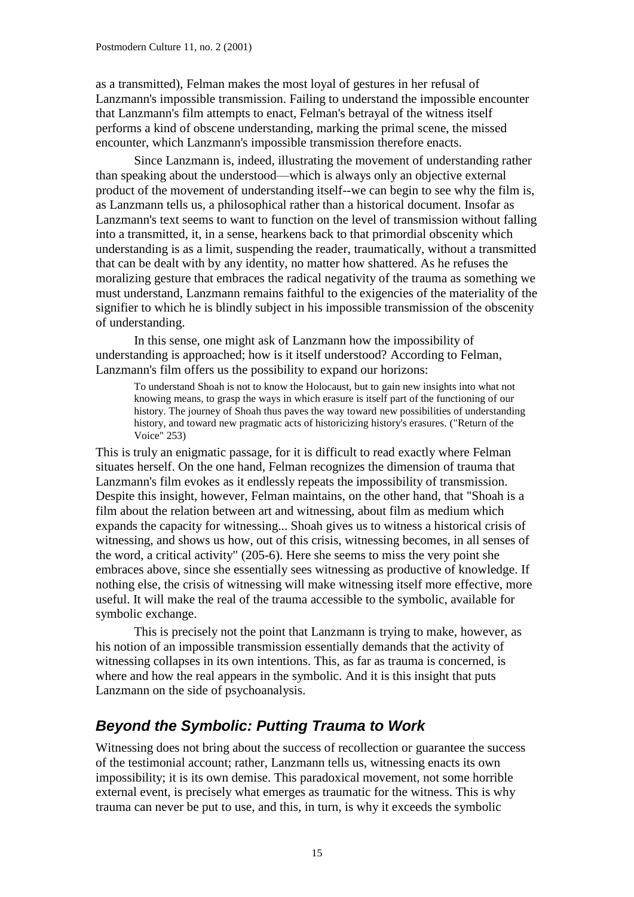as a transmitted), Felman makes the most loyal of gestures in her refusal of Lanzmann's impossible transmission. Failing to understand the impossible encounter that Lanzmann's film attempts to enact, Felman's betrayal of the witness itself performs a kind of obscene understanding, marking the primal scene, the missed encounter, which Lanzmann's impossible transmission therefore enacts.

Since Lanzmann is, indeed, illustrating the movement of understanding rather than speaking about the understood—which is always only an objective external product of the movement of understanding itself--we can begin to see why the film is, as Lanzmann tells us, a philosophical rather than a historical document. Insofar as Lanzmann's text seems to want to function on the level of transmission without falling into a transmitted, it, in a sense, hearkens back to that primordial obscenity which understanding is as a limit, suspending the reader, traumatically, without a transmitted that can be dealt with by any identity, no matter how shattered. As he refuses the moralizing gesture that embraces the radical negativity of the trauma as something we must understand, Lanzmann remains faithful to the exigencies of the materiality of the signifier to which he is blindly subject in his impossible transmission of the obscenity of understanding.

In this sense, one might ask of Lanzmann how the impossibility of understanding is approached; how is it itself understood? According to Felman, Lanzmann's film offers us the possibility to expand our horizons:

> To understand Shoah is not to know the Holocaust, but to gain new insights into what not knowing means, to grasp the ways in which erasure is itself part of the functioning of our history. The journey of Shoah thus paves the way toward new possibilities of understanding history, and toward new pragmatic acts of historicizing history's erasures. ("Return of the Voice" 253)

This is truly an enigmatic passage, for it is difficult to read exactly where Felman situates herself. On the one hand, Felman recognizes the dimension of trauma that Lanzmann's film evokes as it endlessly repeats the impossibility of transmission. Despite this insight, however, Felman maintains, on the other hand, that "Shoah is a film about the relation between art and witnessing, about film as medium which expands the capacity for witnessing... Shoah gives us to witness a historical crisis of witnessing, and shows us how, out of this crisis, witnessing becomes, in all senses of the word, a critical activity" (205-6). Here she seems to miss the very point she embraces above, since she essentially sees witnessing as productive of knowledge. If nothing else, the crisis of witnessing will make witnessing itself more effective, more useful. It will make the real of the trauma accessible to the symbolic, available for symbolic exchange.

This is precisely not the point that Lanzmann is trying to make, however, as his notion of an impossible transmission essentially demands that the activity of witnessing collapses in its own intentions. This, as far as trauma is concerned, is where and how the real appears in the symbolic. And it is this insight that puts Lanzmann on the side of psychoanalysis.

## *Beyond the Symbolic: Putting Trauma to Work*

Witnessing does not bring about the success of recollection or guarantee the success of the testimonial account; rather, Lanzmann tells us, witnessing enacts its own impossibility; it is its own demise. This paradoxical movement, not some horrible external event, is precisely what emerges as traumatic for the witness. This is why trauma can never be put to use, and this, in turn, is why it exceeds the symbolic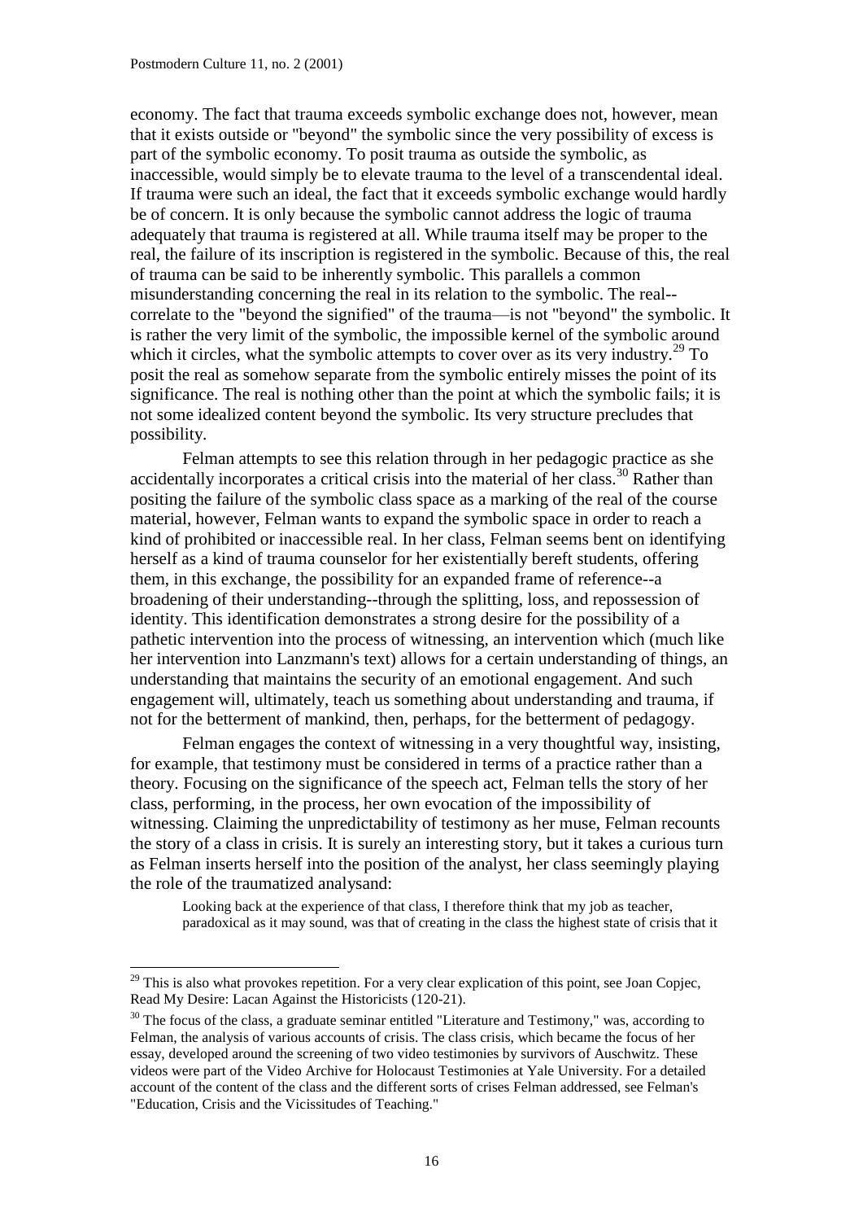economy. The fact that trauma exceeds symbolic exchange does not, however, mean that it exists outside or "beyond" the symbolic since the very possibility of excess is part of the symbolic economy. To posit trauma as outside the symbolic, as inaccessible, would simply be to elevate trauma to the level of a transcendental ideal. If trauma were such an ideal, the fact that it exceeds symbolic exchange would hardly be of concern. It is only because the symbolic cannot address the logic of trauma adequately that trauma is registered at all. While trauma itself may be proper to the real, the failure of its inscription is registered in the symbolic. Because of this, the real of trauma can be said to be inherently symbolic. This parallels a common misunderstanding concerning the real in its relation to the symbolic. The real--correlate to the "beyond the signified" of the trauma—is not "beyond" the symbolic. It is rather the very limit of the symbolic, the impossible kernel of the symbolic around which it circles, what the symbolic attempts to cover over as its very industry.[29] To posit the real as somehow separate from the symbolic entirely misses the point of its significance. The real is nothing other than the point at which the symbolic fails; it is not some idealized content beyond the symbolic. Its very structure precludes that possibility.

Felman attempts to see this relation through in her pedagogic practice as she accidentally incorporates a critical crisis into the material of her class.[30] Rather than positing the failure of the symbolic class space as a marking of the real of the course material, however, Felman wants to expand the symbolic space in order to reach a kind of prohibited or inaccessible real. In her class, Felman seems bent on identifying herself as a kind of trauma counselor for her existentially bereft students, offering them, in this exchange, the possibility for an expanded frame of reference--a broadening of their understanding--through the splitting, loss, and repossession of identity. This identification demonstrates a strong desire for the possibility of a pathetic intervention into the process of witnessing, an intervention which (much like her intervention into Lanzmann's text) allows for a certain understanding of things, an understanding that maintains the security of an emotional engagement. And such engagement will, ultimately, teach us something about understanding and trauma, if not for the betterment of mankind, then, perhaps, for the betterment of pedagogy.

Felman engages the context of witnessing in a very thoughtful way, insisting, for example, that testimony must be considered in terms of a practice rather than a theory. Focusing on the significance of the speech act, Felman tells the story of her class, performing, in the process, her own evocation of the impossibility of witnessing. Claiming the unpredictability of testimony as her muse, Felman recounts the story of a class in crisis. It is surely an interesting story, but it takes a curious turn as Felman inserts herself into the position of the analyst, her class seemingly playing the role of the traumatized analysand:

> Looking back at the experience of that class, I therefore think that my job as teacher, paradoxical as it may sound, was that of creating in the class the highest state of crisis that it

---

[29] This is also what provokes repetition. For a very clear explication of this point, see Joan Copjec, Read My Desire: Lacan Against the Historicists (120-21).

[30] The focus of the class, a graduate seminar entitled "Literature and Testimony," was, according to Felman, the analysis of various accounts of crisis. The class crisis, which became the focus of her essay, developed around the screening of two video testimonies by survivors of Auschwitz. These videos were part of the Video Archive for Holocaust Testimonies at Yale University. For a detailed account of the content of the class and the different sorts of crises Felman addressed, see Felman's "Education, Crisis and the Vicissitudes of Teaching."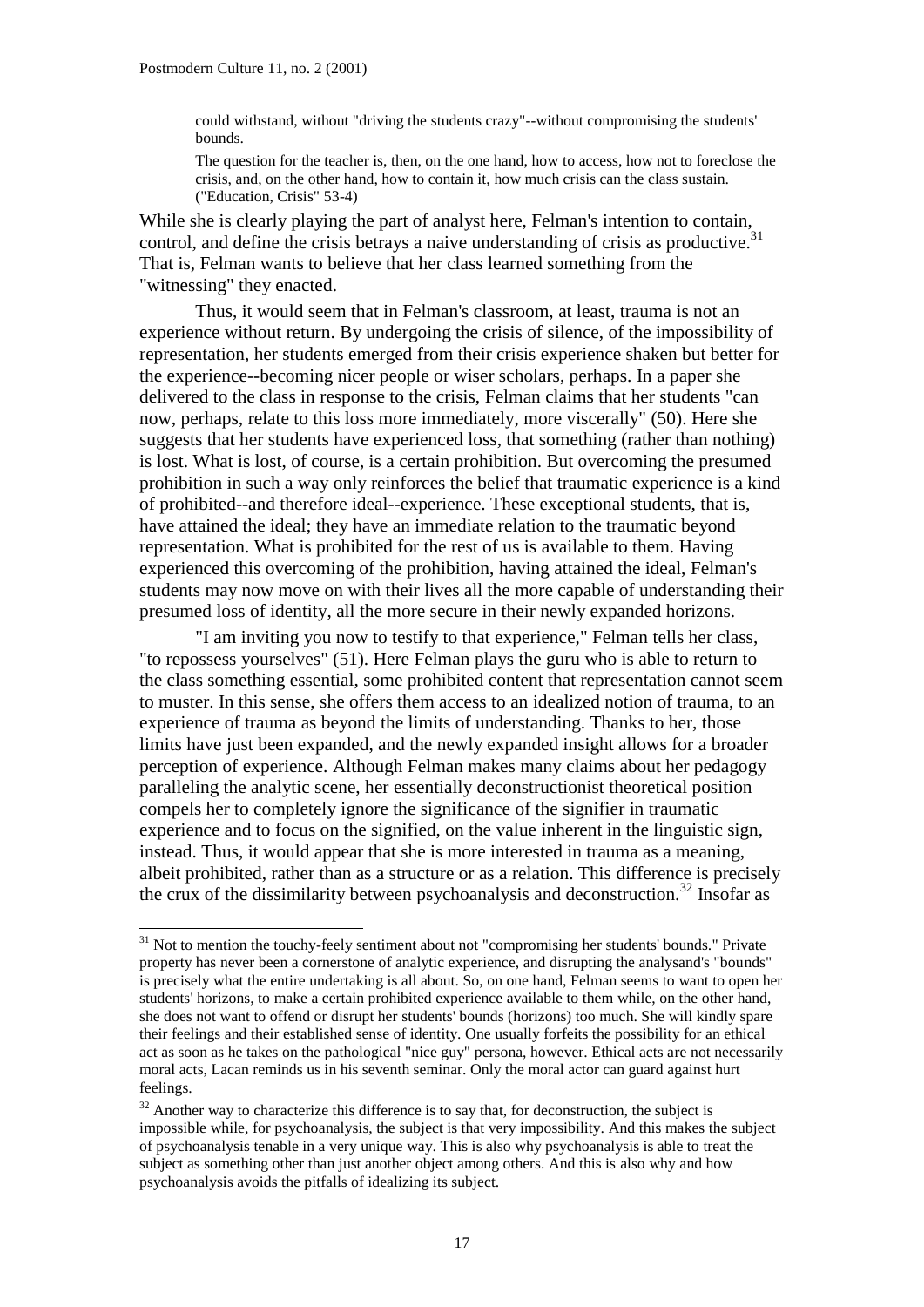> could withstand, without "driving the students crazy"--without compromising the students' bounds.
>
> The question for the teacher is, then, on the one hand, how to access, how not to foreclose the crisis, and, on the other hand, how to contain it, how much crisis can the class sustain. ("Education, Crisis" 53-4)

While she is clearly playing the part of analyst here, Felman's intention to contain, control, and define the crisis betrays a naive understanding of crisis as productive.[31] That is, Felman wants to believe that her class learned something from the "witnessing" they enacted.

Thus, it would seem that in Felman's classroom, at least, trauma is not an experience without return. By undergoing the crisis of silence, of the impossibility of representation, her students emerged from their crisis experience shaken but better for the experience--becoming nicer people or wiser scholars, perhaps. In a paper she delivered to the class in response to the crisis, Felman claims that her students "can now, perhaps, relate to this loss more immediately, more viscerally" (50). Here she suggests that her students have experienced loss, that something (rather than nothing) is lost. What is lost, of course, is a certain prohibition. But overcoming the presumed prohibition in such a way only reinforces the belief that traumatic experience is a kind of prohibited--and therefore ideal--experience. These exceptional students, that is, have attained the ideal; they have an immediate relation to the traumatic beyond representation. What is prohibited for the rest of us is available to them. Having experienced this overcoming of the prohibition, having attained the ideal, Felman's students may now move on with their lives all the more capable of understanding their presumed loss of identity, all the more secure in their newly expanded horizons.

"I am inviting you now to testify to that experience," Felman tells her class, "to repossess yourselves" (51). Here Felman plays the guru who is able to return to the class something essential, some prohibited content that representation cannot seem to muster. In this sense, she offers them access to an idealized notion of trauma, to an experience of trauma as beyond the limits of understanding. Thanks to her, those limits have just been expanded, and the newly expanded insight allows for a broader perception of experience. Although Felman makes many claims about her pedagogy paralleling the analytic scene, her essentially deconstructionist theoretical position compels her to completely ignore the significance of the signifier in traumatic experience and to focus on the signified, on the value inherent in the linguistic sign, instead. Thus, it would appear that she is more interested in trauma as a meaning, albeit prohibited, rather than as a structure or as a relation. This difference is precisely the crux of the dissimilarity between psychoanalysis and deconstruction.[32] Insofar as

---

[31] Not to mention the touchy-feely sentiment about not "compromising her students' bounds." Private property has never been a cornerstone of analytic experience, and disrupting the analysand's "bounds" is precisely what the entire undertaking is all about. So, on one hand, Felman seems to want to open her students' horizons, to make a certain prohibited experience available to them while, on the other hand, she does not want to offend or disrupt her students' bounds (horizons) too much. She will kindly spare their feelings and their established sense of identity. One usually forfeits the possibility for an ethical act as soon as he takes on the pathological "nice guy" persona, however. Ethical acts are not necessarily moral acts, Lacan reminds us in his seventh seminar. Only the moral actor can guard against hurt feelings.

[32] Another way to characterize this difference is to say that, for deconstruction, the subject is impossible while, for psychoanalysis, the subject is that very impossibility. And this makes the subject of psychoanalysis tenable in a very unique way. This is also why psychoanalysis is able to treat the subject as something other than just another object among others. And this is also why and how psychoanalysis avoids the pitfalls of idealizing its subject.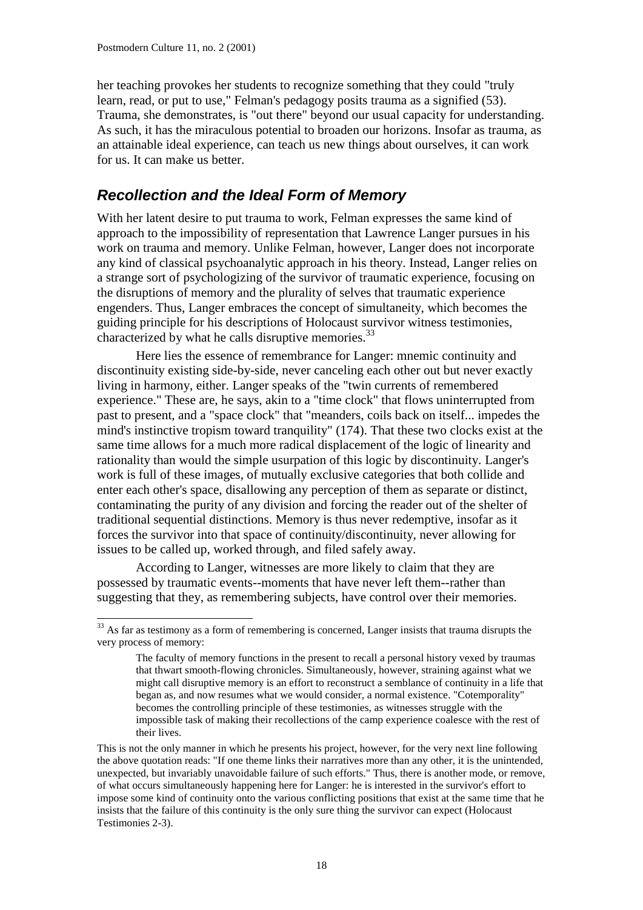her teaching provokes her students to recognize something that they could "truly learn, read, or put to use," Felman's pedagogy posits trauma as a signified (53). Trauma, she demonstrates, is "out there" beyond our usual capacity for understanding. As such, it has the miraculous potential to broaden our horizons. Insofar as trauma, as an attainable ideal experience, can teach us new things about ourselves, it can work for us. It can make us better.

## *Recollection and the Ideal Form of Memory*

With her latent desire to put trauma to work, Felman expresses the same kind of approach to the impossibility of representation that Lawrence Langer pursues in his work on trauma and memory. Unlike Felman, however, Langer does not incorporate any kind of classical psychoanalytic approach in his theory. Instead, Langer relies on a strange sort of psychologizing of the survivor of traumatic experience, focusing on the disruptions of memory and the plurality of selves that traumatic experience engenders. Thus, Langer embraces the concept of simultaneity, which becomes the guiding principle for his descriptions of Holocaust survivor witness testimonies, characterized by what he calls disruptive memories.[33]

Here lies the essence of remembrance for Langer: mnemic continuity and discontinuity existing side-by-side, never canceling each other out but never exactly living in harmony, either. Langer speaks of the "twin currents of remembered experience." These are, he says, akin to a "time clock" that flows uninterrupted from past to present, and a "space clock" that "meanders, coils back on itself... impedes the mind's instinctive tropism toward tranquility" (174). That these two clocks exist at the same time allows for a much more radical displacement of the logic of linearity and rationality than would the simple usurpation of this logic by discontinuity. Langer's work is full of these images, of mutually exclusive categories that both collide and enter each other's space, disallowing any perception of them as separate or distinct, contaminating the purity of any division and forcing the reader out of the shelter of traditional sequential distinctions. Memory is thus never redemptive, insofar as it forces the survivor into that space of continuity/discontinuity, never allowing for issues to be called up, worked through, and filed safely away.

According to Langer, witnesses are more likely to claim that they are possessed by traumatic events--moments that have never left them--rather than suggesting that they, as remembering subjects, have control over their memories.

---

[33] As far as testimony as a form of remembering is concerned, Langer insists that trauma disrupts the very process of memory:

> The faculty of memory functions in the present to recall a personal history vexed by traumas that thwart smooth-flowing chronicles. Simultaneously, however, straining against what we might call disruptive memory is an effort to reconstruct a semblance of continuity in a life that began as, and now resumes what we would consider, a normal existence. "Cotemporality" becomes the controlling principle of these testimonies, as witnesses struggle with the impossible task of making their recollections of the camp experience coalesce with the rest of their lives.

This is not the only manner in which he presents his project, however, for the very next line following the above quotation reads: "If one theme links their narratives more than any other, it is the unintended, unexpected, but invariably unavoidable failure of such efforts." Thus, there is another mode, or remove, of what occurs simultaneously happening here for Langer: he is interested in the survivor's effort to impose some kind of continuity onto the various conflicting positions that exist at the same time that he insists that the failure of this continuity is the only sure thing the survivor can expect (Holocaust Testimonies 2-3).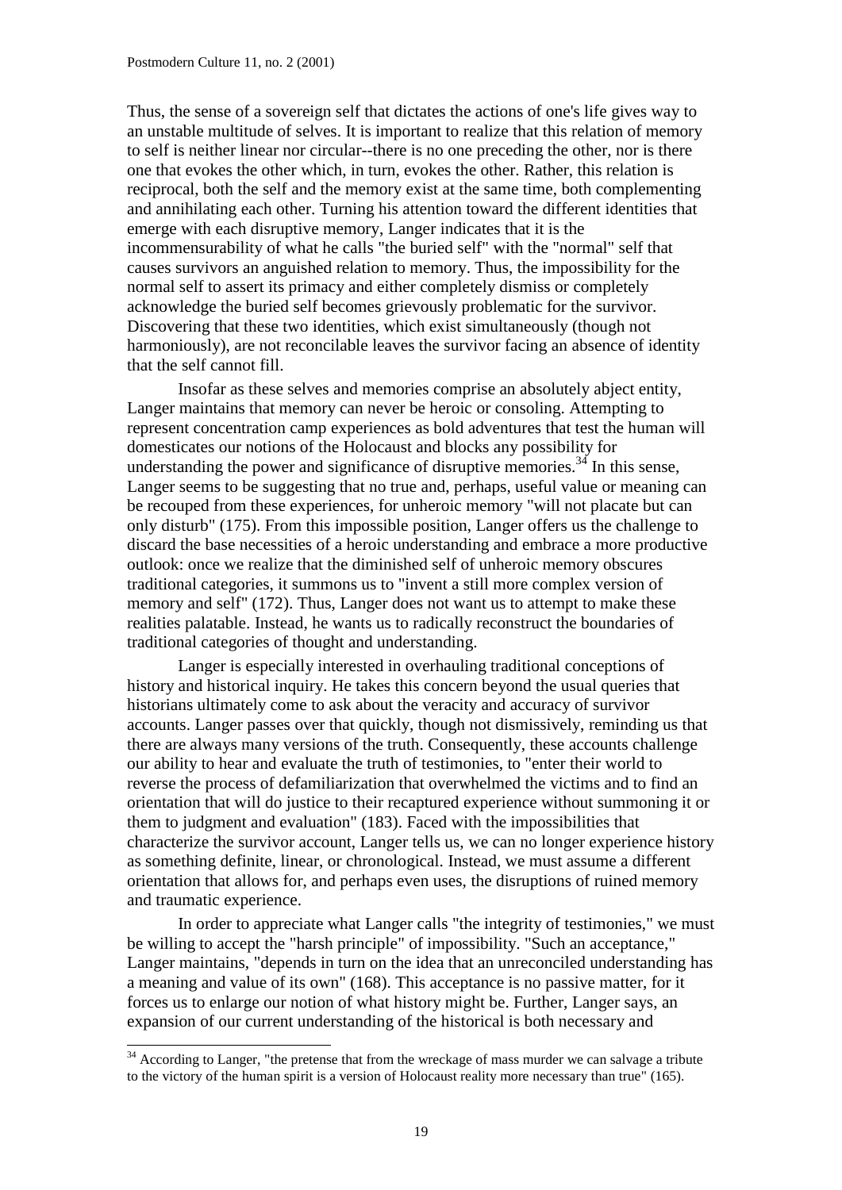Thus, the sense of a sovereign self that dictates the actions of one's life gives way to an unstable multitude of selves. It is important to realize that this relation of memory to self is neither linear nor circular--there is no one preceding the other, nor is there one that evokes the other which, in turn, evokes the other. Rather, this relation is reciprocal, both the self and the memory exist at the same time, both complementing and annihilating each other. Turning his attention toward the different identities that emerge with each disruptive memory, Langer indicates that it is the incommensurability of what he calls "the buried self" with the "normal" self that causes survivors an anguished relation to memory. Thus, the impossibility for the normal self to assert its primacy and either completely dismiss or completely acknowledge the buried self becomes grievously problematic for the survivor. Discovering that these two identities, which exist simultaneously (though not harmoniously), are not reconcilable leaves the survivor facing an absence of identity that the self cannot fill.

Insofar as these selves and memories comprise an absolutely abject entity, Langer maintains that memory can never be heroic or consoling. Attempting to represent concentration camp experiences as bold adventures that test the human will domesticates our notions of the Holocaust and blocks any possibility for understanding the power and significance of disruptive memories.[34] In this sense, Langer seems to be suggesting that no true and, perhaps, useful value or meaning can be recouped from these experiences, for unheroic memory "will not placate but can only disturb" (175). From this impossible position, Langer offers us the challenge to discard the base necessities of a heroic understanding and embrace a more productive outlook: once we realize that the diminished self of unheroic memory obscures traditional categories, it summons us to "invent a still more complex version of memory and self" (172). Thus, Langer does not want us to attempt to make these realities palatable. Instead, he wants us to radically reconstruct the boundaries of traditional categories of thought and understanding.

Langer is especially interested in overhauling traditional conceptions of history and historical inquiry. He takes this concern beyond the usual queries that historians ultimately come to ask about the veracity and accuracy of survivor accounts. Langer passes over that quickly, though not dismissively, reminding us that there are always many versions of the truth. Consequently, these accounts challenge our ability to hear and evaluate the truth of testimonies, to "enter their world to reverse the process of defamiliarization that overwhelmed the victims and to find an orientation that will do justice to their recaptured experience without summoning it or them to judgment and evaluation" (183). Faced with the impossibilities that characterize the survivor account, Langer tells us, we can no longer experience history as something definite, linear, or chronological. Instead, we must assume a different orientation that allows for, and perhaps even uses, the disruptions of ruined memory and traumatic experience.

In order to appreciate what Langer calls "the integrity of testimonies," we must be willing to accept the "harsh principle" of impossibility. "Such an acceptance," Langer maintains, "depends in turn on the idea that an unreconciled understanding has a meaning and value of its own" (168). This acceptance is no passive matter, for it forces us to enlarge our notion of what history might be. Further, Langer says, an expansion of our current understanding of the historical is both necessary and

[34] According to Langer, "the pretense that from the wreckage of mass murder we can salvage a tribute to the victory of the human spirit is a version of Holocaust reality more necessary than true" (165).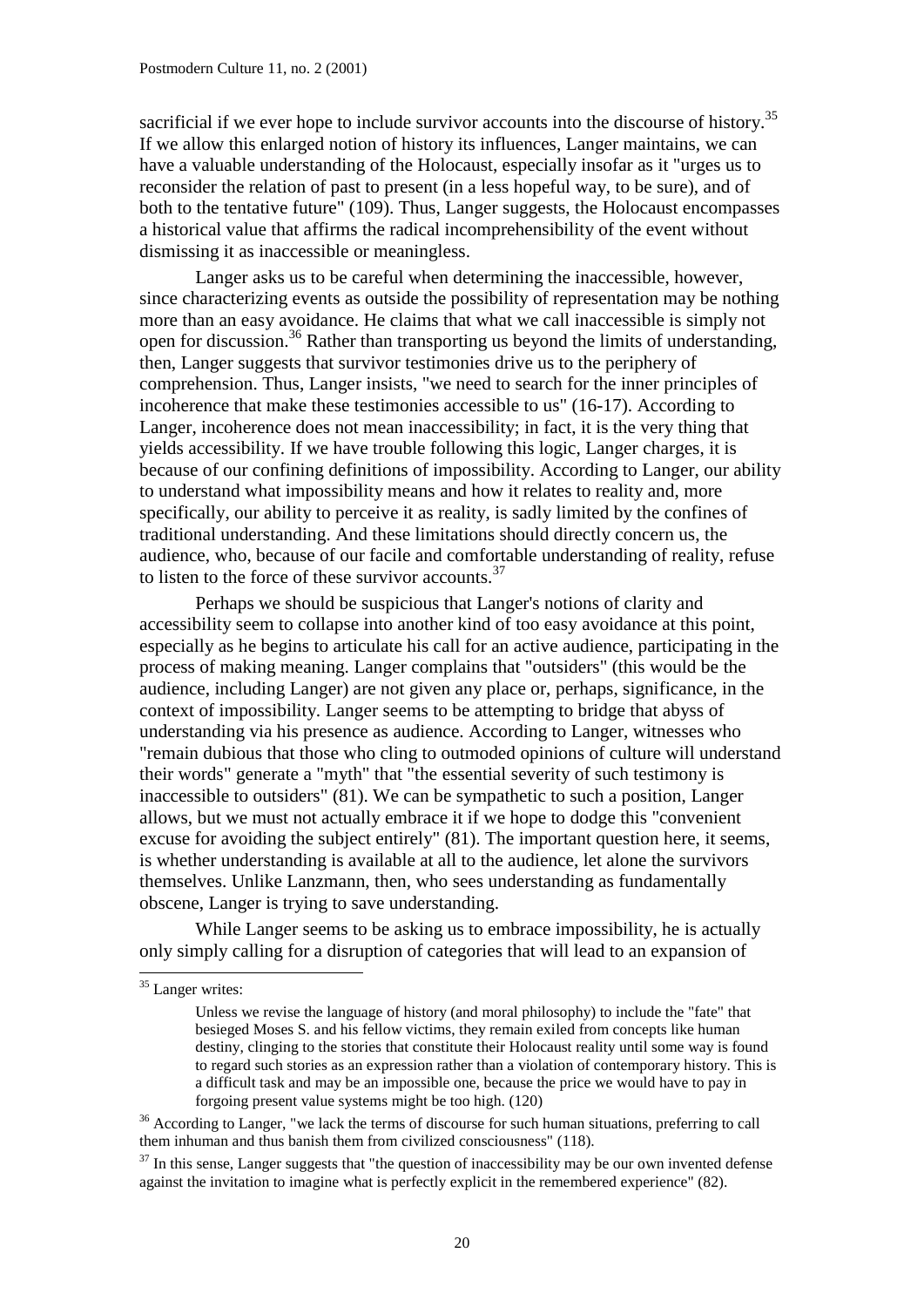sacrificial if we ever hope to include survivor accounts into the discourse of history.[35] If we allow this enlarged notion of history its influences, Langer maintains, we can have a valuable understanding of the Holocaust, especially insofar as it "urges us to reconsider the relation of past to present (in a less hopeful way, to be sure), and of both to the tentative future" (109). Thus, Langer suggests, the Holocaust encompasses a historical value that affirms the radical incomprehensibility of the event without dismissing it as inaccessible or meaningless.

Langer asks us to be careful when determining the inaccessible, however, since characterizing events as outside the possibility of representation may be nothing more than an easy avoidance. He claims that what we call inaccessible is simply not open for discussion.[36] Rather than transporting us beyond the limits of understanding, then, Langer suggests that survivor testimonies drive us to the periphery of comprehension. Thus, Langer insists, "we need to search for the inner principles of incoherence that make these testimonies accessible to us" (16-17). According to Langer, incoherence does not mean inaccessibility; in fact, it is the very thing that yields accessibility. If we have trouble following this logic, Langer charges, it is because of our confining definitions of impossibility. According to Langer, our ability to understand what impossibility means and how it relates to reality and, more specifically, our ability to perceive it as reality, is sadly limited by the confines of traditional understanding. And these limitations should directly concern us, the audience, who, because of our facile and comfortable understanding of reality, refuse to listen to the force of these survivor accounts.[37]

Perhaps we should be suspicious that Langer's notions of clarity and accessibility seem to collapse into another kind of too easy avoidance at this point, especially as he begins to articulate his call for an active audience, participating in the process of making meaning. Langer complains that "outsiders" (this would be the audience, including Langer) are not given any place or, perhaps, significance, in the context of impossibility. Langer seems to be attempting to bridge that abyss of understanding via his presence as audience. According to Langer, witnesses who "remain dubious that those who cling to outmoded opinions of culture will understand their words" generate a "myth" that "the essential severity of such testimony is inaccessible to outsiders" (81). We can be sympathetic to such a position, Langer allows, but we must not actually embrace it if we hope to dodge this "convenient excuse for avoiding the subject entirely" (81). The important question here, it seems, is whether understanding is available at all to the audience, let alone the survivors themselves. Unlike Lanzmann, then, who sees understanding as fundamentally obscene, Langer is trying to save understanding.

While Langer seems to be asking us to embrace impossibility, he is actually only simply calling for a disruption of categories that will lead to an expansion of

---

[35] Langer writes:

> Unless we revise the language of history (and moral philosophy) to include the "fate" that besieged Moses S. and his fellow victims, they remain exiled from concepts like human destiny, clinging to the stories that constitute their Holocaust reality until some way is found to regard such stories as an expression rather than a violation of contemporary history. This is a difficult task and may be an impossible one, because the price we would have to pay in forgoing present value systems might be too high. (120)

[36] According to Langer, "we lack the terms of discourse for such human situations, preferring to call them inhuman and thus banish them from civilized consciousness" (118).

[37] In this sense, Langer suggests that "the question of inaccessibility may be our own invented defense against the invitation to imagine what is perfectly explicit in the remembered experience" (82).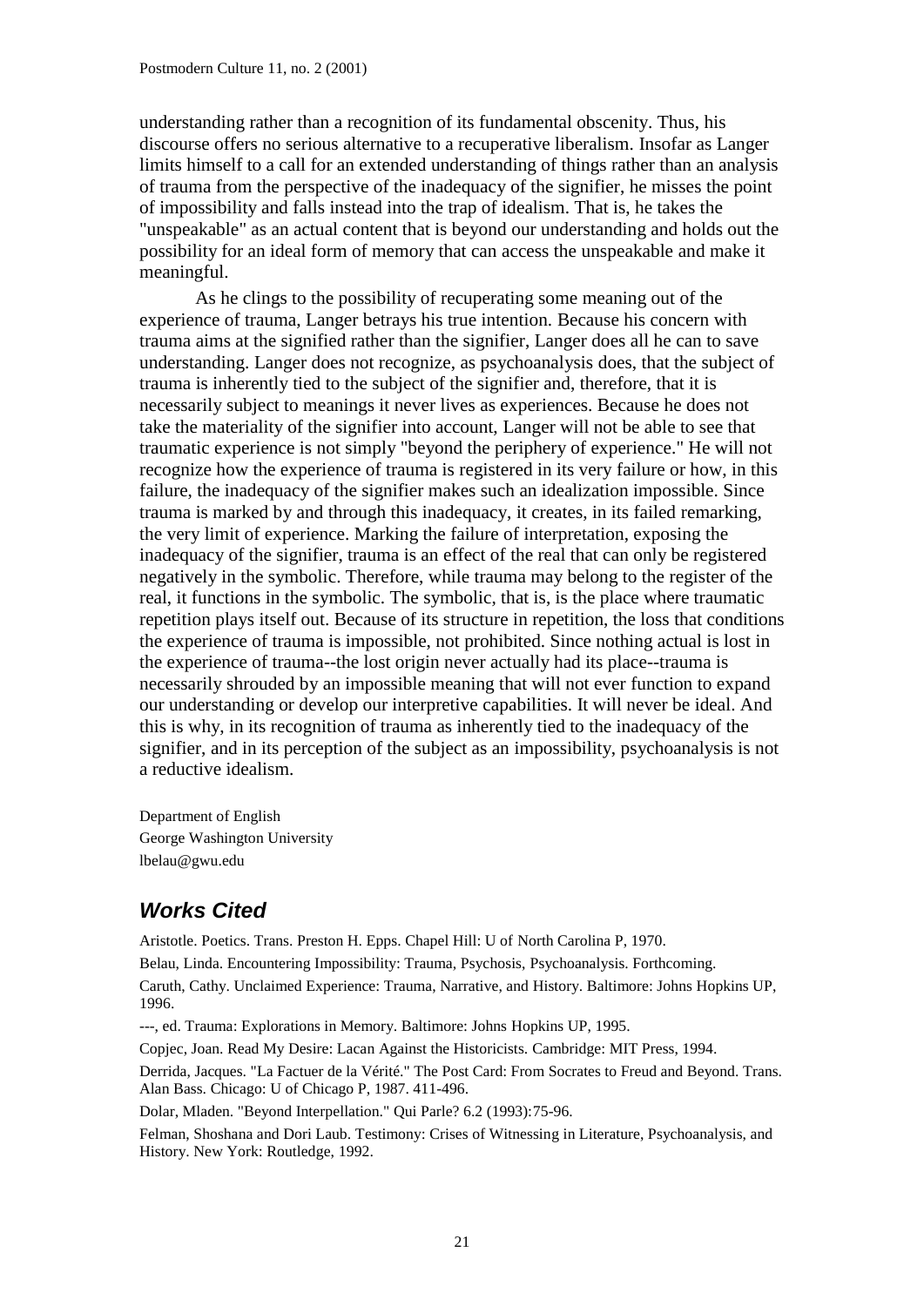understanding rather than a recognition of its fundamental obscenity. Thus, his discourse offers no serious alternative to a recuperative liberalism. Insofar as Langer limits himself to a call for an extended understanding of things rather than an analysis of trauma from the perspective of the inadequacy of the signifier, he misses the point of impossibility and falls instead into the trap of idealism. That is, he takes the "unspeakable" as an actual content that is beyond our understanding and holds out the possibility for an ideal form of memory that can access the unspeakable and make it meaningful.

As he clings to the possibility of recuperating some meaning out of the experience of trauma, Langer betrays his true intention. Because his concern with trauma aims at the signified rather than the signifier, Langer does all he can to save understanding. Langer does not recognize, as psychoanalysis does, that the subject of trauma is inherently tied to the subject of the signifier and, therefore, that it is necessarily subject to meanings it never lives as experiences. Because he does not take the materiality of the signifier into account, Langer will not be able to see that traumatic experience is not simply "beyond the periphery of experience." He will not recognize how the experience of trauma is registered in its very failure or how, in this failure, the inadequacy of the signifier makes such an idealization impossible. Since trauma is marked by and through this inadequacy, it creates, in its failed remarking, the very limit of experience. Marking the failure of interpretation, exposing the inadequacy of the signifier, trauma is an effect of the real that can only be registered negatively in the symbolic. Therefore, while trauma may belong to the register of the real, it functions in the symbolic. The symbolic, that is, is the place where traumatic repetition plays itself out. Because of its structure in repetition, the loss that conditions the experience of trauma is impossible, not prohibited. Since nothing actual is lost in the experience of trauma--the lost origin never actually had its place--trauma is necessarily shrouded by an impossible meaning that will not ever function to expand our understanding or develop our interpretive capabilities. It will never be ideal. And this is why, in its recognition of trauma as inherently tied to the inadequacy of the signifier, and in its perception of the subject as an impossibility, psychoanalysis is not a reductive idealism.

Department of English
George Washington University
lbelau@gwu.edu

## *Works Cited*

Aristotle. Poetics. Trans. Preston H. Epps. Chapel Hill: U of North Carolina P, 1970.

Belau, Linda. Encountering Impossibility: Trauma, Psychosis, Psychoanalysis. Forthcoming.

Caruth, Cathy. Unclaimed Experience: Trauma, Narrative, and History. Baltimore: Johns Hopkins UP, 1996.

---, ed. Trauma: Explorations in Memory. Baltimore: Johns Hopkins UP, 1995.

Copjec, Joan. Read My Desire: Lacan Against the Historicists. Cambridge: MIT Press, 1994.

Derrida, Jacques. "La Factuer de la Vérité." The Post Card: From Socrates to Freud and Beyond. Trans. Alan Bass. Chicago: U of Chicago P, 1987. 411-496.

Dolar, Mladen. "Beyond Interpellation." Qui Parle? 6.2 (1993):75-96.

Felman, Shoshana and Dori Laub. Testimony: Crises of Witnessing in Literature, Psychoanalysis, and History. New York: Routledge, 1992.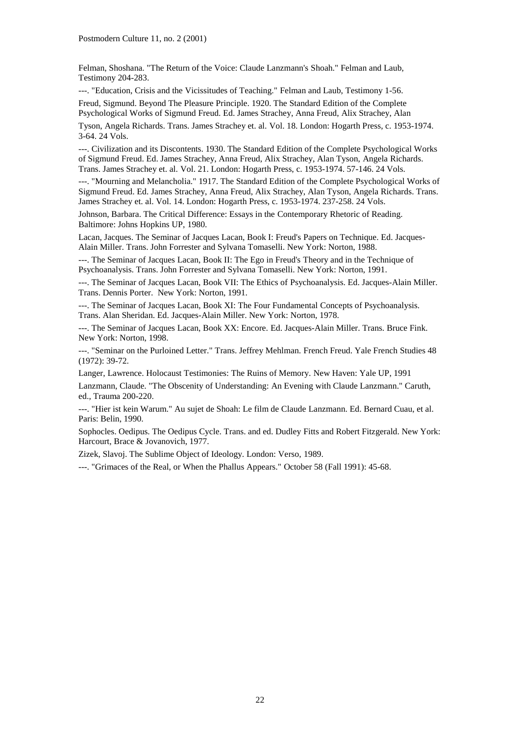Felman, Shoshana. "The Return of the Voice: Claude Lanzmann's Shoah." Felman and Laub, Testimony 204-283.

---. "Education, Crisis and the Vicissitudes of Teaching." Felman and Laub, Testimony 1-56.

Freud, Sigmund. Beyond The Pleasure Principle. 1920. The Standard Edition of the Complete Psychological Works of Sigmund Freud. Ed. James Strachey, Anna Freud, Alix Strachey, Alan Tyson, Angela Richards. Trans. James Strachey et. al. Vol. 18. London: Hogarth Press, c. 1953-1974. 3-64. 24 Vols.

---. Civilization and its Discontents. 1930. The Standard Edition of the Complete Psychological Works of Sigmund Freud. Ed. James Strachey, Anna Freud, Alix Strachey, Alan Tyson, Angela Richards. Trans. James Strachey et. al. Vol. 21. London: Hogarth Press, c. 1953-1974. 57-146. 24 Vols.

---. "Mourning and Melancholia." 1917. The Standard Edition of the Complete Psychological Works of Sigmund Freud. Ed. James Strachey, Anna Freud, Alix Strachey, Alan Tyson, Angela Richards. Trans. James Strachey et. al. Vol. 14. London: Hogarth Press, c. 1953-1974. 237-258. 24 Vols.

Johnson, Barbara. The Critical Difference: Essays in the Contemporary Rhetoric of Reading. Baltimore: Johns Hopkins UP, 1980.

Lacan, Jacques. The Seminar of Jacques Lacan, Book I: Freud's Papers on Technique. Ed. Jacques-Alain Miller. Trans. John Forrester and Sylvana Tomaselli. New York: Norton, 1988.

---. The Seminar of Jacques Lacan, Book II: The Ego in Freud's Theory and in the Technique of Psychoanalysis. Trans. John Forrester and Sylvana Tomaselli. New York: Norton, 1991.

---. The Seminar of Jacques Lacan, Book VII: The Ethics of Psychoanalysis. Ed. Jacques-Alain Miller. Trans. Dennis Porter. New York: Norton, 1991.

---. The Seminar of Jacques Lacan, Book XI: The Four Fundamental Concepts of Psychoanalysis. Trans. Alan Sheridan. Ed. Jacques-Alain Miller. New York: Norton, 1978.

---. The Seminar of Jacques Lacan, Book XX: Encore. Ed. Jacques-Alain Miller. Trans. Bruce Fink. New York: Norton, 1998.

---. "Seminar on the Purloined Letter." Trans. Jeffrey Mehlman. French Freud. Yale French Studies 48 (1972): 39-72.

Langer, Lawrence. Holocaust Testimonies: The Ruins of Memory. New Haven: Yale UP, 1991

Lanzmann, Claude. "The Obscenity of Understanding: An Evening with Claude Lanzmann." Caruth, ed., Trauma 200-220.

---. "Hier ist kein Warum." Au sujet de Shoah: Le film de Claude Lanzmann. Ed. Bernard Cuau, et al. Paris: Belin, 1990.

Sophocles. Oedipus. The Oedipus Cycle. Trans. and ed. Dudley Fitts and Robert Fitzgerald. New York: Harcourt, Brace & Jovanovich, 1977.

Zizek, Slavoj. The Sublime Object of Ideology. London: Verso, 1989.

---. "Grimaces of the Real, or When the Phallus Appears." October 58 (Fall 1991): 45-68.